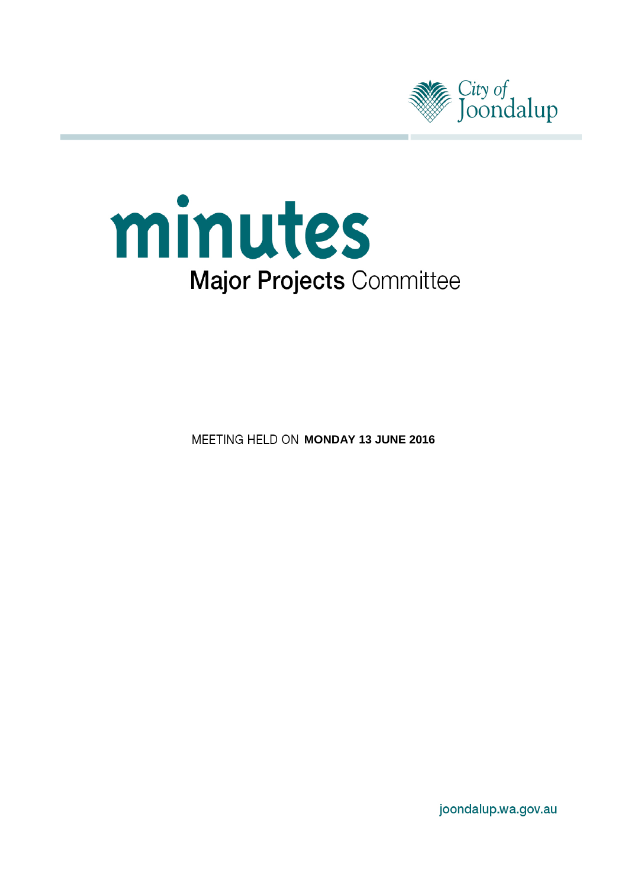City of Joondalup

# minutes

## Major Projects Committee

MEETING HELD ON **MONDAY 13 JUNE 2016**

joondalup.wa.gov.au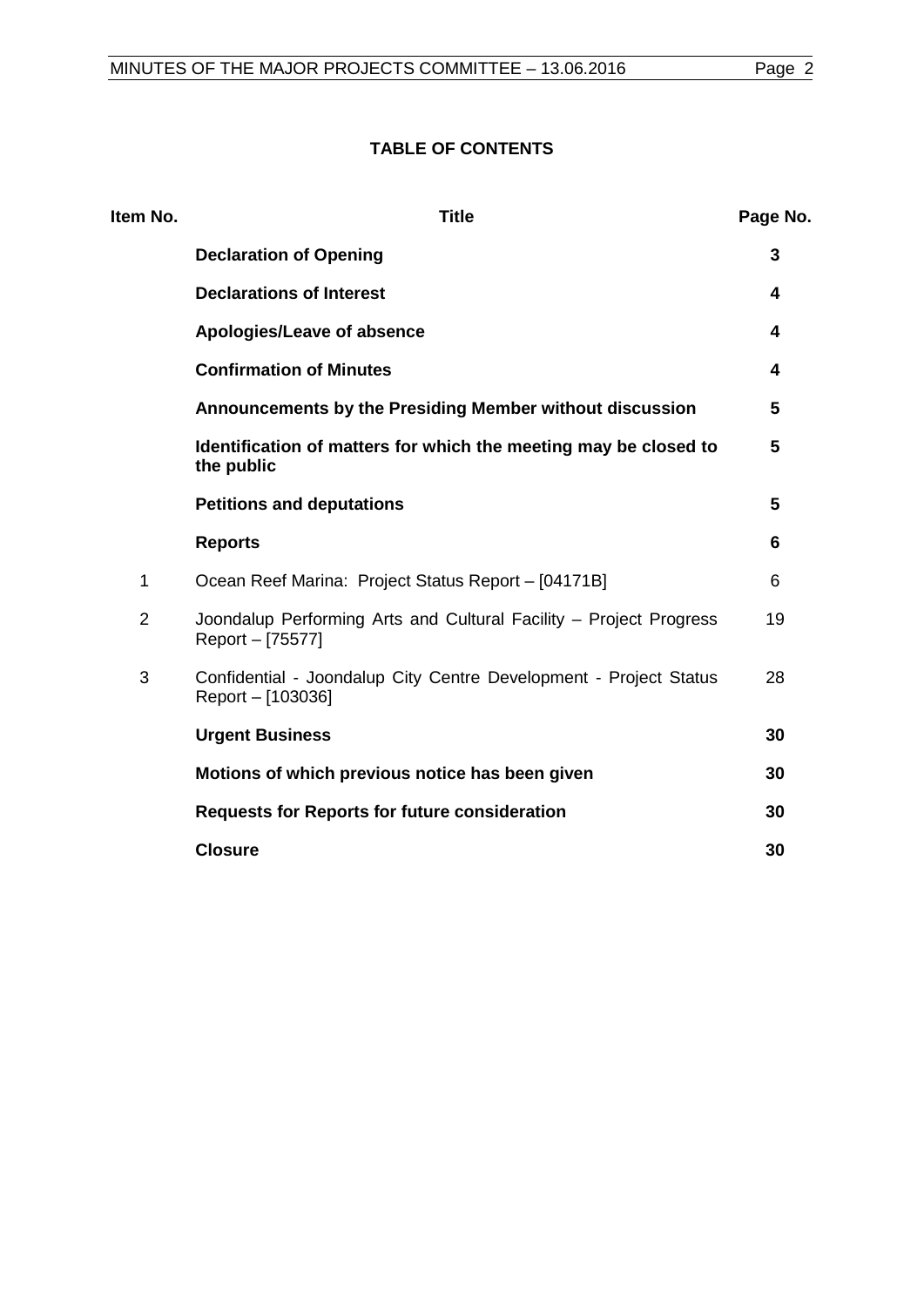## TABLE OF CONTENTS

| Item No. | Title | Page No. |
|---|---|---|
| | **Declaration of Opening** | **3** |
| | **Declarations of Interest** | **4** |
| | **Apologies/Leave of absence** | **4** |
| | **Confirmation of Minutes** | **4** |
| | **Announcements by the Presiding Member without discussion** | **5** |
| | **Identification of matters for which the meeting may be closed to the public** | **5** |
| | **Petitions and deputations** | **5** |
| | **Reports** | **6** |
| 1 | Ocean Reef Marina: Project Status Report – [04171B] | 6 |
| 2 | Joondalup Performing Arts and Cultural Facility – Project Progress Report – [75577] | 19 |
| 3 | Confidential - Joondalup City Centre Development - Project Status Report – [103036] | 28 |
| | **Urgent Business** | **30** |
| | **Motions of which previous notice has been given** | **30** |
| | **Requests for Reports for future consideration** | **30** |
| | **Closure** | **30** |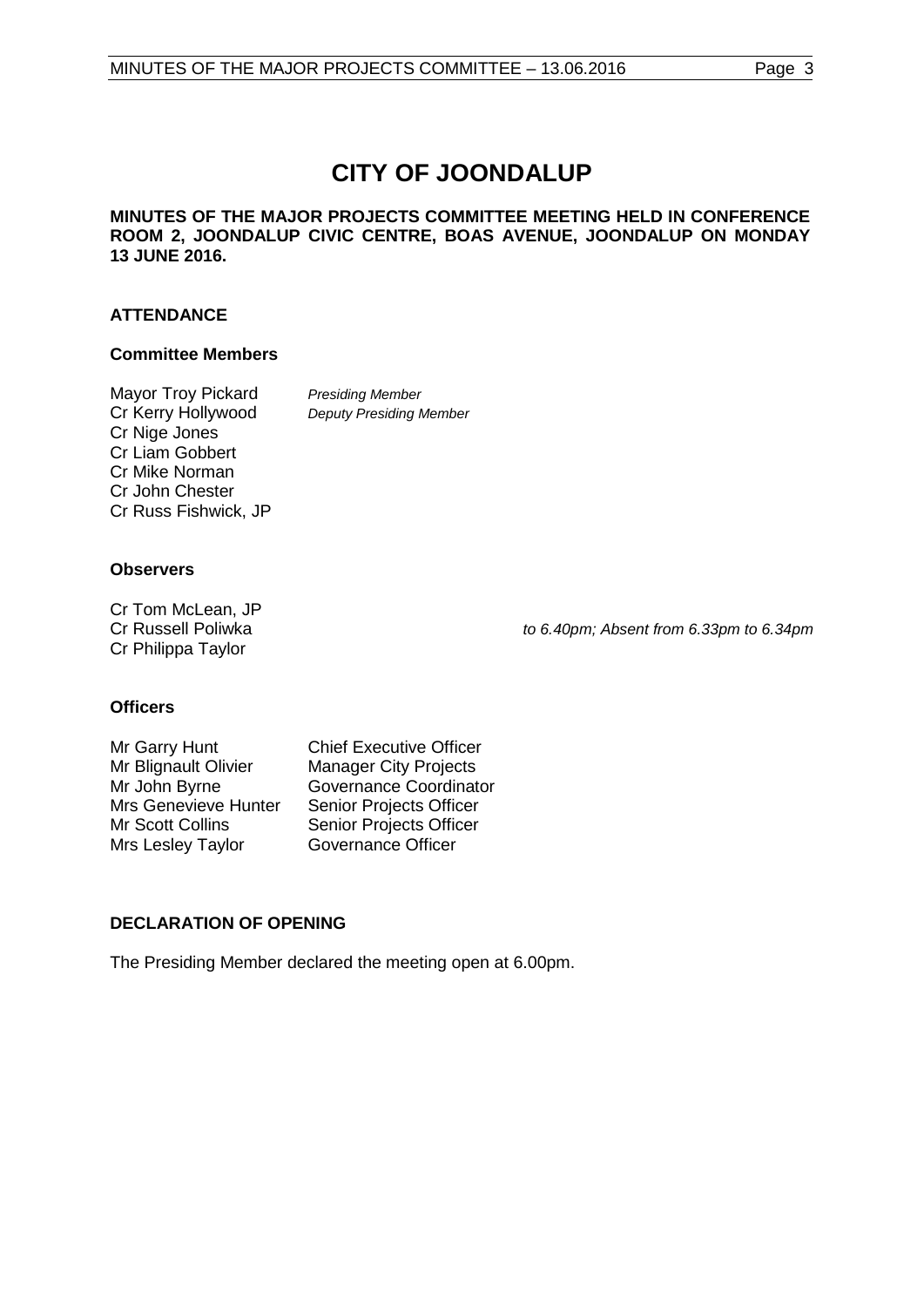# CITY OF JOONDALUP

**MINUTES OF THE MAJOR PROJECTS COMMITTEE MEETING HELD IN CONFERENCE ROOM 2, JOONDALUP CIVIC CENTRE, BOAS AVENUE, JOONDALUP ON MONDAY 13 JUNE 2016.**

## ATTENDANCE

### Committee Members

| | |
|---|---|
| Mayor Troy Pickard | *Presiding Member* |
| Cr Kerry Hollywood | *Deputy Presiding Member* |
| Cr Nige Jones | |
| Cr Liam Gobbert | |
| Cr Mike Norman | |
| Cr John Chester | |
| Cr Russ Fishwick, JP | |

### Observers

| | |
|---|---|
| Cr Tom McLean, JP | |
| Cr Russell Poliwka | *to 6.40pm; Absent from 6.33pm to 6.34pm* |
| Cr Philippa Taylor | |

### Officers

| | |
|---|---|
| Mr Garry Hunt | Chief Executive Officer |
| Mr Blignault Olivier | Manager City Projects |
| Mr John Byrne | Governance Coordinator |
| Mrs Genevieve Hunter | Senior Projects Officer |
| Mr Scott Collins | Senior Projects Officer |
| Mrs Lesley Taylor | Governance Officer |

## DECLARATION OF OPENING

The Presiding Member declared the meeting open at 6.00pm.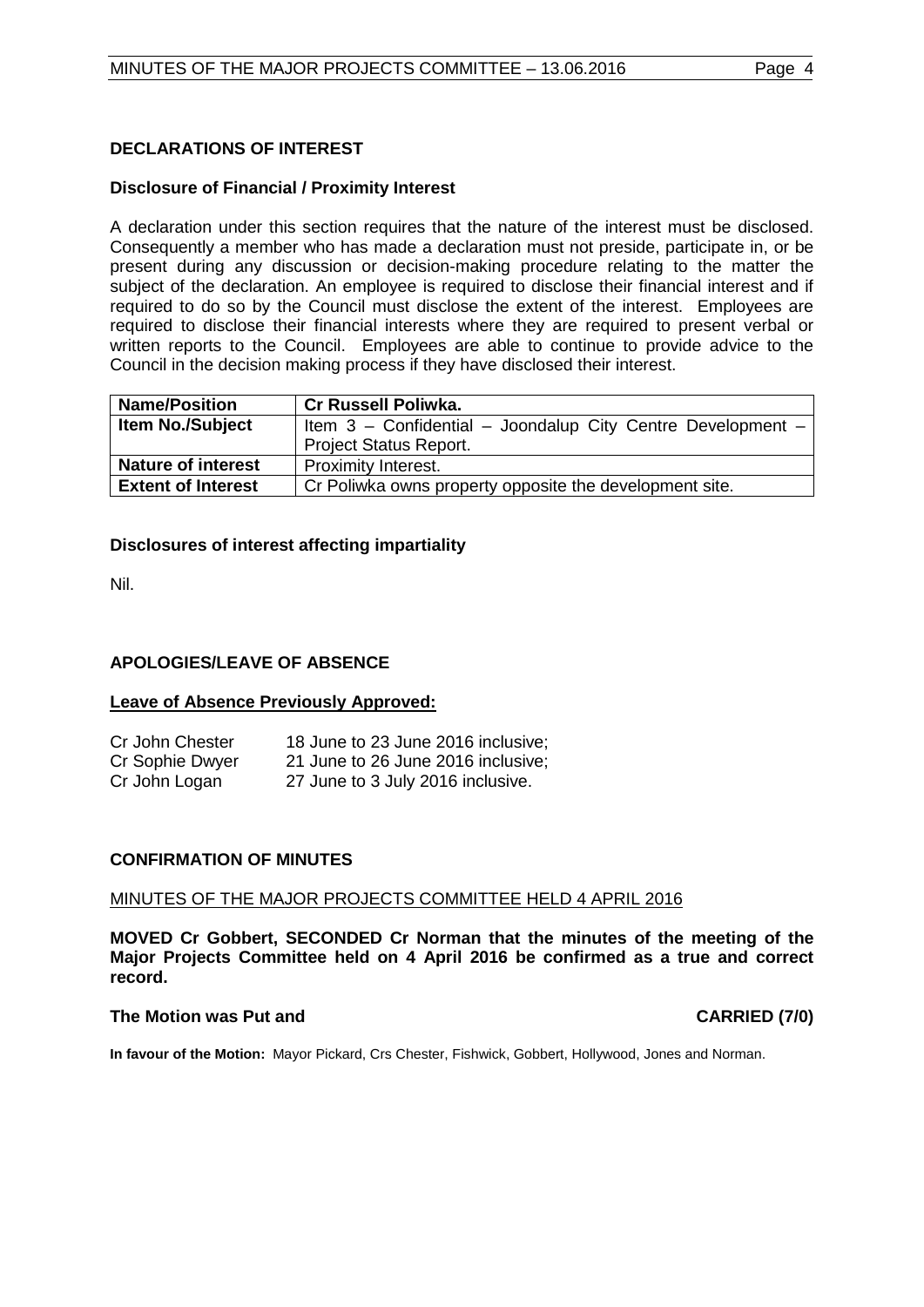## DECLARATIONS OF INTEREST

### Disclosure of Financial / Proximity Interest

A declaration under this section requires that the nature of the interest must be disclosed. Consequently a member who has made a declaration must not preside, participate in, or be present during any discussion or decision-making procedure relating to the matter the subject of the declaration. An employee is required to disclose their financial interest and if required to do so by the Council must disclose the extent of the interest. Employees are required to disclose their financial interests where they are required to present verbal or written reports to the Council. Employees are able to continue to provide advice to the Council in the decision making process if they have disclosed their interest.

| **Name/Position** | **Cr Russell Poliwka.** |
|---|---|
| **Item No./Subject** | Item 3 – Confidential – Joondalup City Centre Development – Project Status Report. |
| **Nature of interest** | Proximity Interest. |
| **Extent of Interest** | Cr Poliwka owns property opposite the development site. |

### Disclosures of interest affecting impartiality

Nil.

## APOLOGIES/LEAVE OF ABSENCE

**Leave of Absence Previously Approved:**

| | |
|---|---|
| Cr John Chester | 18 June to 23 June 2016 inclusive; |
| Cr Sophie Dwyer | 21 June to 26 June 2016 inclusive; |
| Cr John Logan | 27 June to 3 July 2016 inclusive. |

## CONFIRMATION OF MINUTES

MINUTES OF THE MAJOR PROJECTS COMMITTEE HELD 4 APRIL 2016

**MOVED Cr Gobbert, SECONDED Cr Norman that the minutes of the meeting of the Major Projects Committee held on 4 April 2016 be confirmed as a true and correct record.**

**The Motion was Put and CARRIED (7/0)**

**In favour of the Motion:** Mayor Pickard, Crs Chester, Fishwick, Gobbert, Hollywood, Jones and Norman.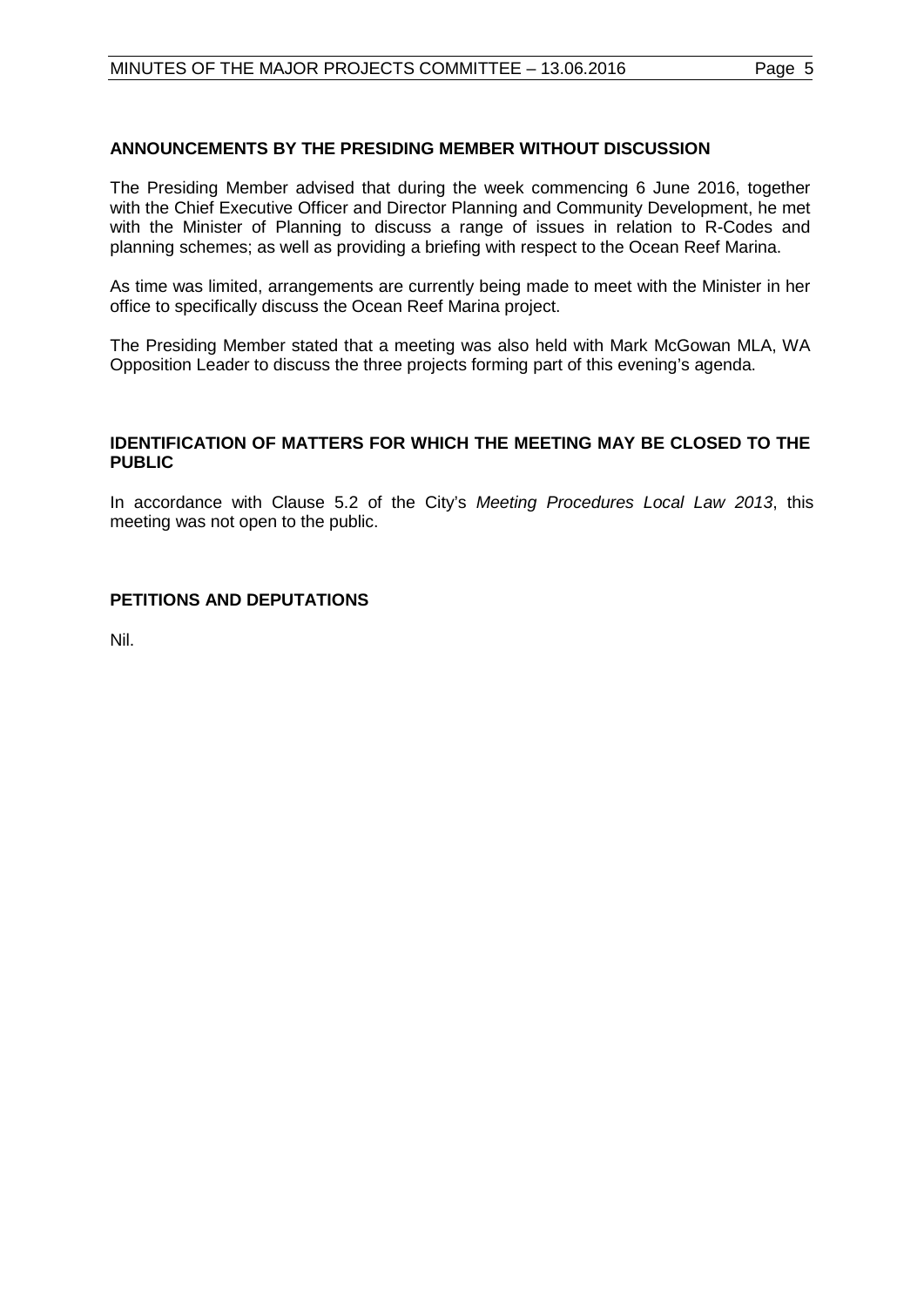## ANNOUNCEMENTS BY THE PRESIDING MEMBER WITHOUT DISCUSSION

The Presiding Member advised that during the week commencing 6 June 2016, together with the Chief Executive Officer and Director Planning and Community Development, he met with the Minister of Planning to discuss a range of issues in relation to R-Codes and planning schemes; as well as providing a briefing with respect to the Ocean Reef Marina.

As time was limited, arrangements are currently being made to meet with the Minister in her office to specifically discuss the Ocean Reef Marina project.

The Presiding Member stated that a meeting was also held with Mark McGowan MLA, WA Opposition Leader to discuss the three projects forming part of this evening's agenda.

## IDENTIFICATION OF MATTERS FOR WHICH THE MEETING MAY BE CLOSED TO THE PUBLIC

In accordance with Clause 5.2 of the City's *Meeting Procedures Local Law 2013*, this meeting was not open to the public.

## PETITIONS AND DEPUTATIONS

Nil.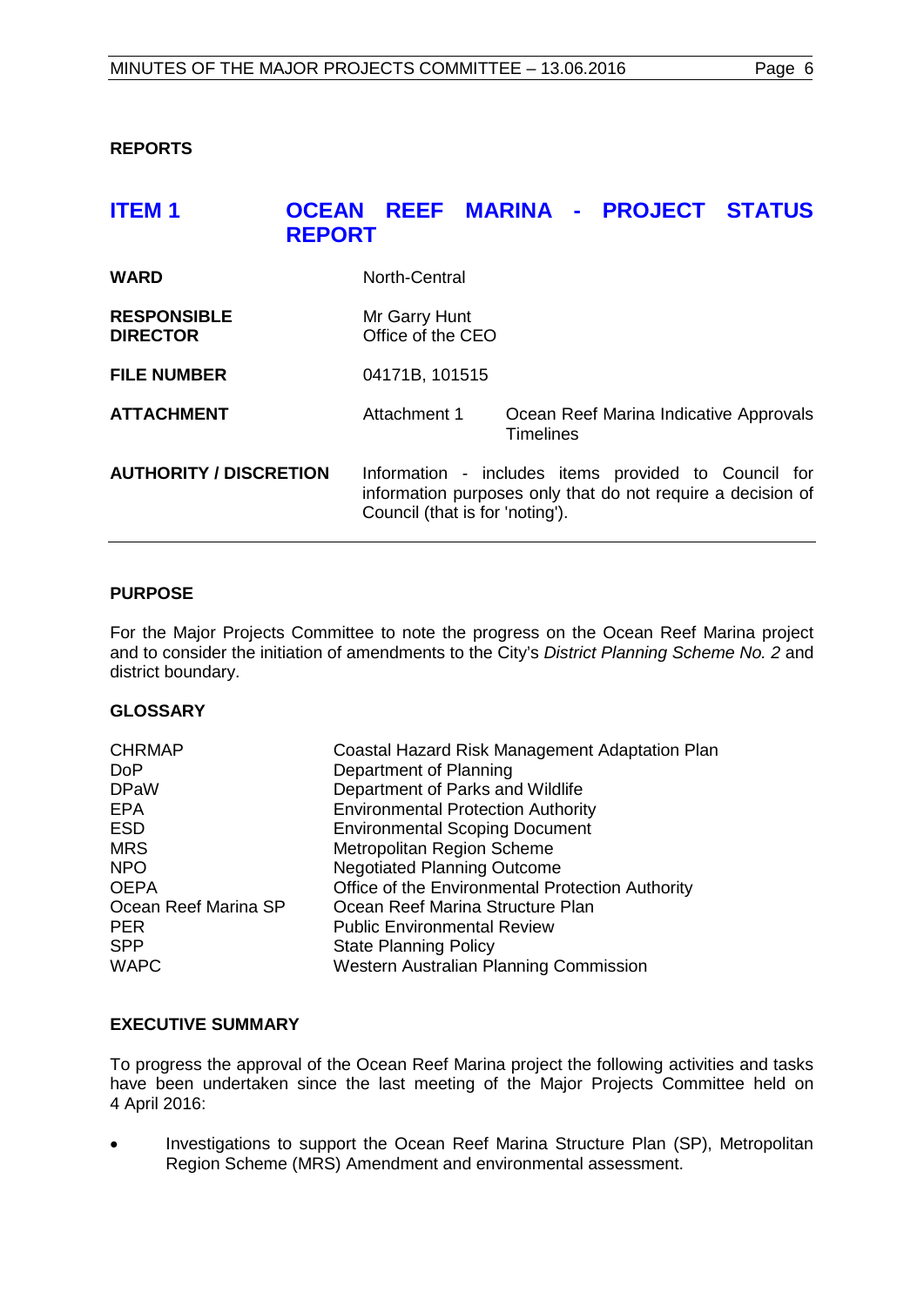## REPORTS

## ITEM 1 OCEAN REEF MARINA - PROJECT STATUS REPORT

| | | |
|---|---|---|
| **WARD** | North-Central | |
| **RESPONSIBLE DIRECTOR** | Mr Garry Hunt<br>Office of the CEO | |
| **FILE NUMBER** | 04171B, 101515 | |
| **ATTACHMENT** | Attachment 1 | Ocean Reef Marina Indicative Approvals Timelines |
| **AUTHORITY / DISCRETION** | Information - includes items provided to Council for information purposes only that do not require a decision of Council (that is for 'noting'). | |

### PURPOSE

For the Major Projects Committee to note the progress on the Ocean Reef Marina project and to consider the initiation of amendments to the City's *District Planning Scheme No. 2* and district boundary.

### GLOSSARY

| | |
|---|---|
| CHRMAP | Coastal Hazard Risk Management Adaptation Plan |
| DoP | Department of Planning |
| DPaW | Department of Parks and Wildlife |
| EPA | Environmental Protection Authority |
| ESD | Environmental Scoping Document |
| MRS | Metropolitan Region Scheme |
| NPO | Negotiated Planning Outcome |
| OEPA | Office of the Environmental Protection Authority |
| Ocean Reef Marina SP | Ocean Reef Marina Structure Plan |
| PER | Public Environmental Review |
| SPP | State Planning Policy |
| WAPC | Western Australian Planning Commission |

### EXECUTIVE SUMMARY

To progress the approval of the Ocean Reef Marina project the following activities and tasks have been undertaken since the last meeting of the Major Projects Committee held on 4 April 2016:

- Investigations to support the Ocean Reef Marina Structure Plan (SP), Metropolitan Region Scheme (MRS) Amendment and environmental assessment.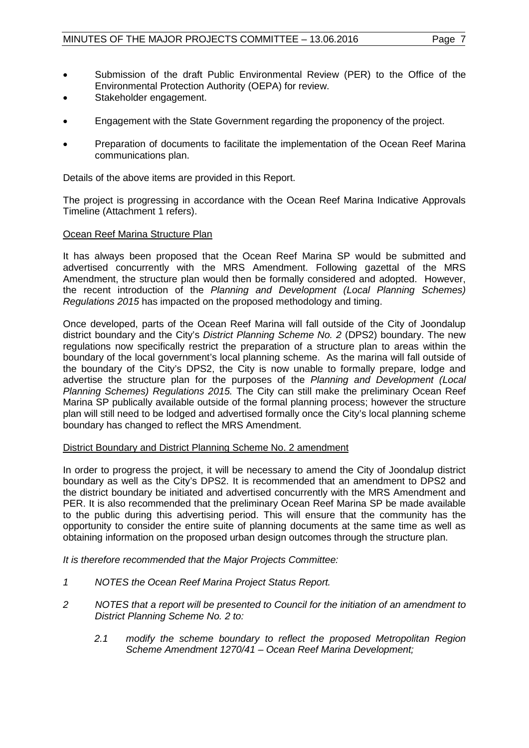- Submission of the draft Public Environmental Review (PER) to the Office of the Environmental Protection Authority (OEPA) for review.
- Stakeholder engagement.
- Engagement with the State Government regarding the proponency of the project.
- Preparation of documents to facilitate the implementation of the Ocean Reef Marina communications plan.

Details of the above items are provided in this Report.

The project is progressing in accordance with the Ocean Reef Marina Indicative Approvals Timeline (Attachment 1 refers).

Ocean Reef Marina Structure Plan

It has always been proposed that the Ocean Reef Marina SP would be submitted and advertised concurrently with the MRS Amendment. Following gazettal of the MRS Amendment, the structure plan would then be formally considered and adopted. However, the recent introduction of the *Planning and Development (Local Planning Schemes) Regulations 2015* has impacted on the proposed methodology and timing.

Once developed, parts of the Ocean Reef Marina will fall outside of the City of Joondalup district boundary and the City's *District Planning Scheme No. 2* (DPS2) boundary. The new regulations now specifically restrict the preparation of a structure plan to areas within the boundary of the local government's local planning scheme. As the marina will fall outside of the boundary of the City's DPS2, the City is now unable to formally prepare, lodge and advertise the structure plan for the purposes of the *Planning and Development (Local Planning Schemes) Regulations 2015.* The City can still make the preliminary Ocean Reef Marina SP publically available outside of the formal planning process; however the structure plan will still need to be lodged and advertised formally once the City's local planning scheme boundary has changed to reflect the MRS Amendment.

District Boundary and District Planning Scheme No. 2 amendment

In order to progress the project, it will be necessary to amend the City of Joondalup district boundary as well as the City's DPS2. It is recommended that an amendment to DPS2 and the district boundary be initiated and advertised concurrently with the MRS Amendment and PER. It is also recommended that the preliminary Ocean Reef Marina SP be made available to the public during this advertising period. This will ensure that the community has the opportunity to consider the entire suite of planning documents at the same time as well as obtaining information on the proposed urban design outcomes through the structure plan.

*It is therefore recommended that the Major Projects Committee:*

*1 NOTES the Ocean Reef Marina Project Status Report.*

*2 NOTES that a report will be presented to Council for the initiation of an amendment to District Planning Scheme No. 2 to:*

*2.1 modify the scheme boundary to reflect the proposed Metropolitan Region Scheme Amendment 1270/41 – Ocean Reef Marina Development;*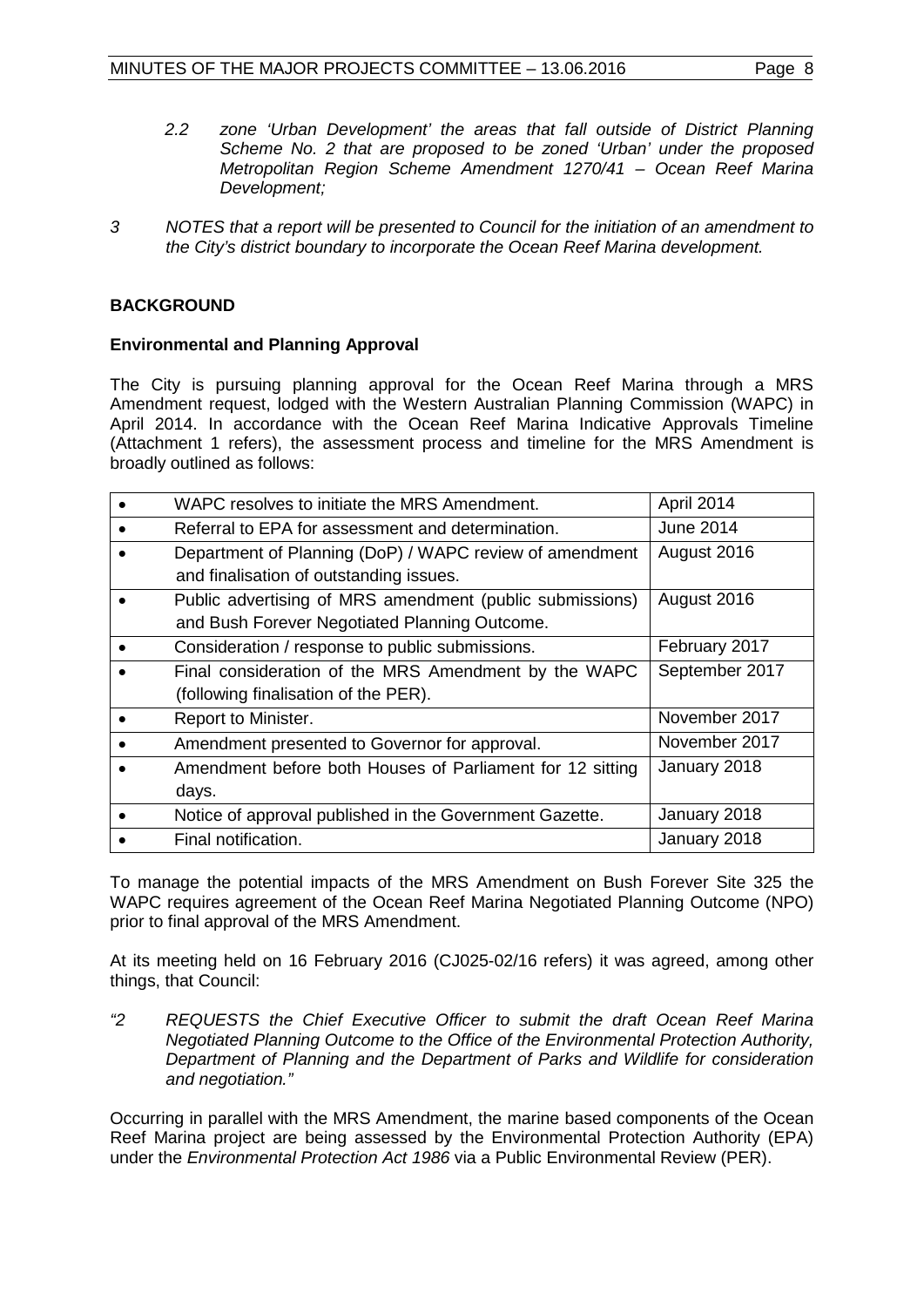*2.2 zone 'Urban Development' the areas that fall outside of District Planning Scheme No. 2 that are proposed to be zoned 'Urban' under the proposed Metropolitan Region Scheme Amendment 1270/41 – Ocean Reef Marina Development;*

*3 NOTES that a report will be presented to Council for the initiation of an amendment to the City's district boundary to incorporate the Ocean Reef Marina development.*

## BACKGROUND

### Environmental and Planning Approval

The City is pursuing planning approval for the Ocean Reef Marina through a MRS Amendment request, lodged with the Western Australian Planning Commission (WAPC) in April 2014. In accordance with the Ocean Reef Marina Indicative Approvals Timeline (Attachment 1 refers), the assessment process and timeline for the MRS Amendment is broadly outlined as follows:

| Stage | Date |
|---|---|
| • WAPC resolves to initiate the MRS Amendment. | April 2014 |
| • Referral to EPA for assessment and determination. | June 2014 |
| • Department of Planning (DoP) / WAPC review of amendment and finalisation of outstanding issues. | August 2016 |
| • Public advertising of MRS amendment (public submissions) and Bush Forever Negotiated Planning Outcome. | August 2016 |
| • Consideration / response to public submissions. | February 2017 |
| • Final consideration of the MRS Amendment by the WAPC (following finalisation of the PER). | September 2017 |
| • Report to Minister. | November 2017 |
| • Amendment presented to Governor for approval. | November 2017 |
| • Amendment before both Houses of Parliament for 12 sitting days. | January 2018 |
| • Notice of approval published in the Government Gazette. | January 2018 |
| • Final notification. | January 2018 |

To manage the potential impacts of the MRS Amendment on Bush Forever Site 325 the WAPC requires agreement of the Ocean Reef Marina Negotiated Planning Outcome (NPO) prior to final approval of the MRS Amendment.

At its meeting held on 16 February 2016 (CJ025-02/16 refers) it was agreed, among other things, that Council:

*"2 REQUESTS the Chief Executive Officer to submit the draft Ocean Reef Marina Negotiated Planning Outcome to the Office of the Environmental Protection Authority, Department of Planning and the Department of Parks and Wildlife for consideration and negotiation."*

Occurring in parallel with the MRS Amendment, the marine based components of the Ocean Reef Marina project are being assessed by the Environmental Protection Authority (EPA) under the *Environmental Protection Act 1986* via a Public Environmental Review (PER).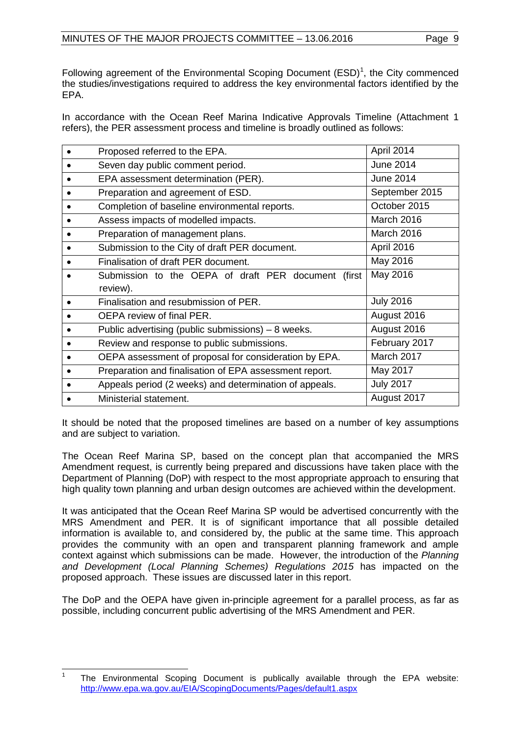Following agreement of the Environmental Scoping Document (ESD)[1], the City commenced the studies/investigations required to address the key environmental factors identified by the EPA.

In accordance with the Ocean Reef Marina Indicative Approvals Timeline (Attachment 1 refers), the PER assessment process and timeline is broadly outlined as follows:

| | |
|---|---|
| • Proposed referred to the EPA. | April 2014 |
| • Seven day public comment period. | June 2014 |
| • EPA assessment determination (PER). | June 2014 |
| • Preparation and agreement of ESD. | September 2015 |
| • Completion of baseline environmental reports. | October 2015 |
| • Assess impacts of modelled impacts. | March 2016 |
| • Preparation of management plans. | March 2016 |
| • Submission to the City of draft PER document. | April 2016 |
| • Finalisation of draft PER document. | May 2016 |
| • Submission to the OEPA of draft PER document (first review). | May 2016 |
| • Finalisation and resubmission of PER. | July 2016 |
| • OEPA review of final PER. | August 2016 |
| • Public advertising (public submissions) – 8 weeks. | August 2016 |
| • Review and response to public submissions. | February 2017 |
| • OEPA assessment of proposal for consideration by EPA. | March 2017 |
| • Preparation and finalisation of EPA assessment report. | May 2017 |
| • Appeals period (2 weeks) and determination of appeals. | July 2017 |
| • Ministerial statement. | August 2017 |

It should be noted that the proposed timelines are based on a number of key assumptions and are subject to variation.

The Ocean Reef Marina SP, based on the concept plan that accompanied the MRS Amendment request, is currently being prepared and discussions have taken place with the Department of Planning (DoP) with respect to the most appropriate approach to ensuring that high quality town planning and urban design outcomes are achieved within the development.

It was anticipated that the Ocean Reef Marina SP would be advertised concurrently with the MRS Amendment and PER. It is of significant importance that all possible detailed information is available to, and considered by, the public at the same time. This approach provides the community with an open and transparent planning framework and ample context against which submissions can be made. However, the introduction of the *Planning and Development (Local Planning Schemes) Regulations 2015* has impacted on the proposed approach. These issues are discussed later in this report.

The DoP and the OEPA have given in-principle agreement for a parallel process, as far as possible, including concurrent public advertising of the MRS Amendment and PER.

[1] The Environmental Scoping Document is publically available through the EPA website: http://www.epa.wa.gov.au/EIA/ScopingDocuments/Pages/default1.aspx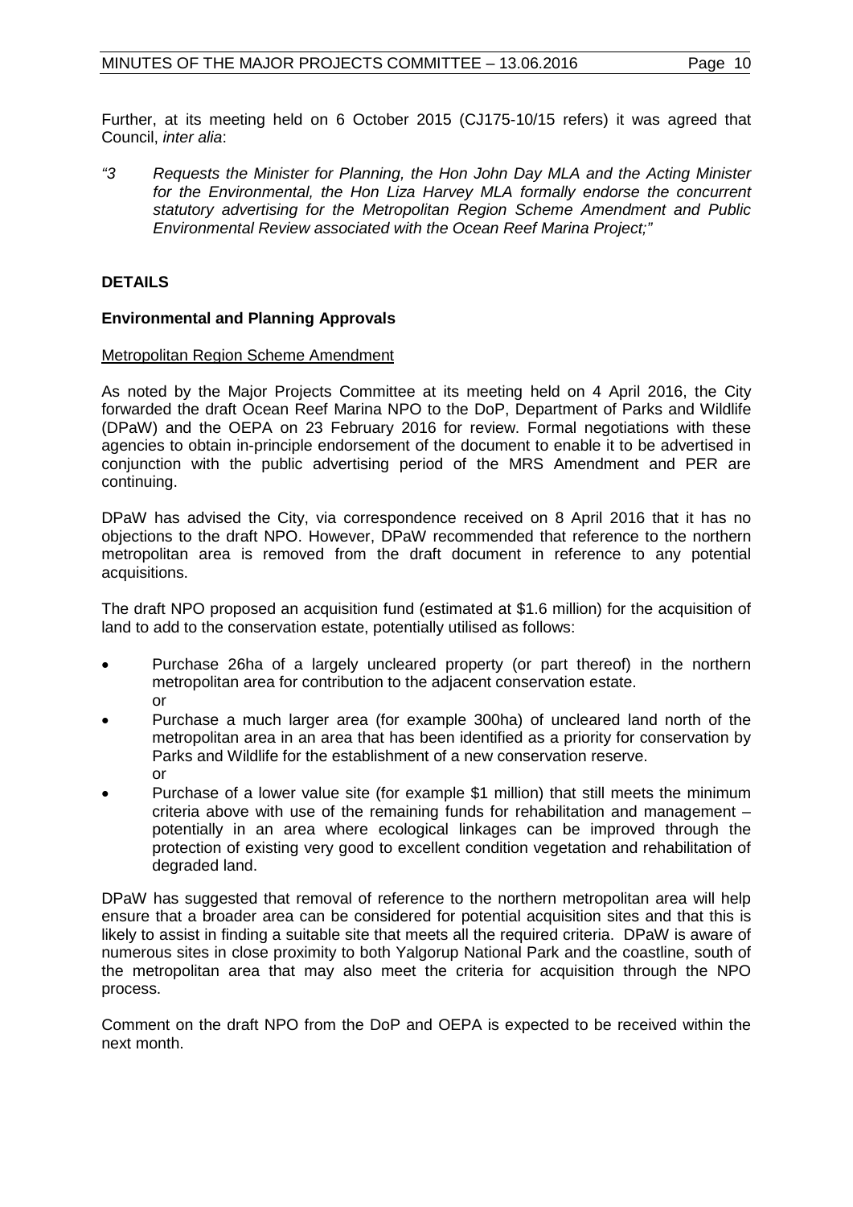Further, at its meeting held on 6 October 2015 (CJ175-10/15 refers) it was agreed that Council, *inter alia*:

*"3 Requests the Minister for Planning, the Hon John Day MLA and the Acting Minister for the Environmental, the Hon Liza Harvey MLA formally endorse the concurrent statutory advertising for the Metropolitan Region Scheme Amendment and Public Environmental Review associated with the Ocean Reef Marina Project;"*

## DETAILS

### Environmental and Planning Approvals

Metropolitan Region Scheme Amendment

As noted by the Major Projects Committee at its meeting held on 4 April 2016, the City forwarded the draft Ocean Reef Marina NPO to the DoP, Department of Parks and Wildlife (DPaW) and the OEPA on 23 February 2016 for review. Formal negotiations with these agencies to obtain in-principle endorsement of the document to enable it to be advertised in conjunction with the public advertising period of the MRS Amendment and PER are continuing.

DPaW has advised the City, via correspondence received on 8 April 2016 that it has no objections to the draft NPO. However, DPaW recommended that reference to the northern metropolitan area is removed from the draft document in reference to any potential acquisitions.

The draft NPO proposed an acquisition fund (estimated at $1.6 million) for the acquisition of land to add to the conservation estate, potentially utilised as follows:

- Purchase 26ha of a largely uncleared property (or part thereof) in the northern metropolitan area for contribution to the adjacent conservation estate.
  or
- Purchase a much larger area (for example 300ha) of uncleared land north of the metropolitan area in an area that has been identified as a priority for conservation by Parks and Wildlife for the establishment of a new conservation reserve.
  or
- Purchase of a lower value site (for example $1 million) that still meets the minimum criteria above with use of the remaining funds for rehabilitation and management – potentially in an area where ecological linkages can be improved through the protection of existing very good to excellent condition vegetation and rehabilitation of degraded land.

DPaW has suggested that removal of reference to the northern metropolitan area will help ensure that a broader area can be considered for potential acquisition sites and that this is likely to assist in finding a suitable site that meets all the required criteria. DPaW is aware of numerous sites in close proximity to both Yalgorup National Park and the coastline, south of the metropolitan area that may also meet the criteria for acquisition through the NPO process.

Comment on the draft NPO from the DoP and OEPA is expected to be received within the next month.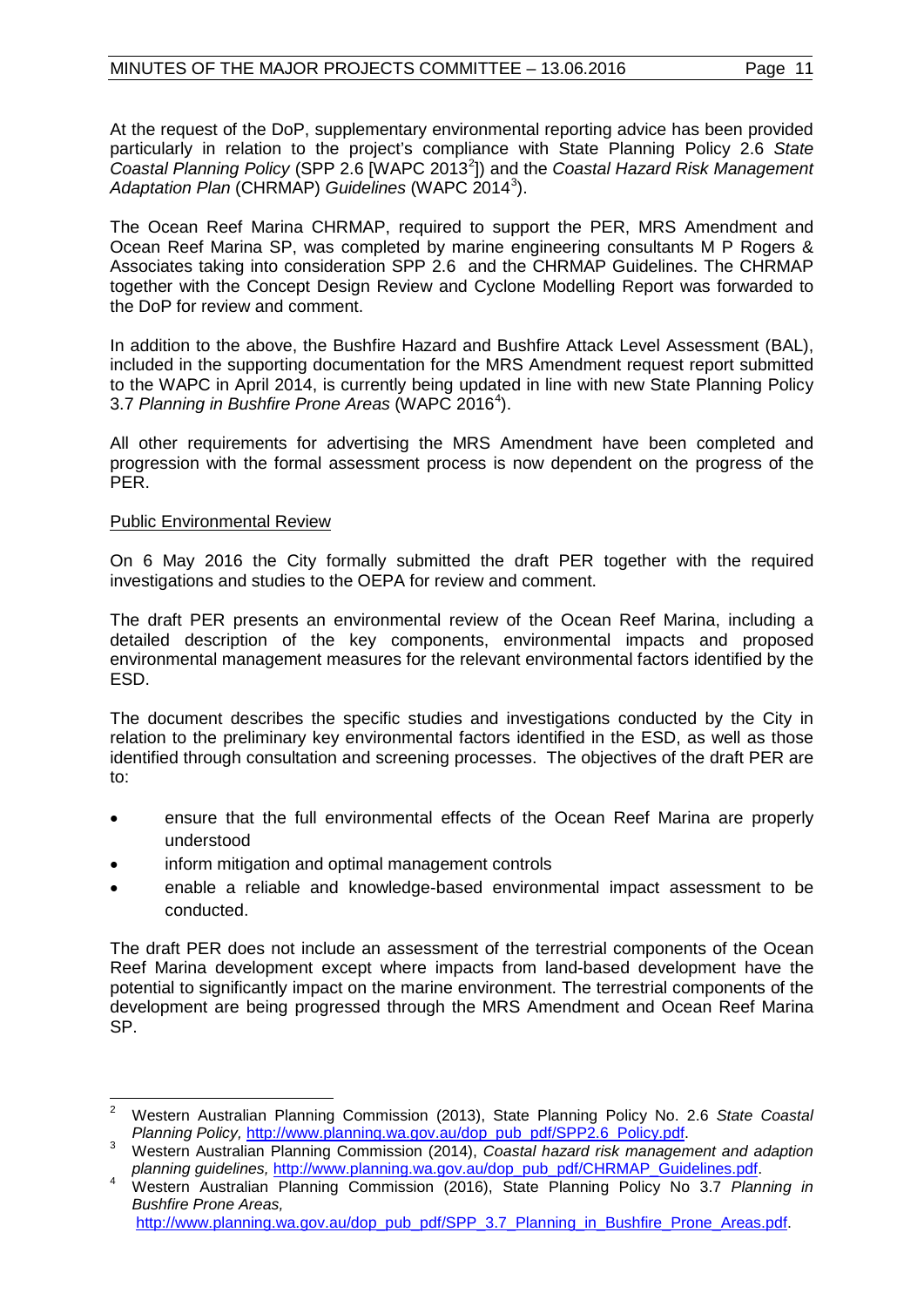At the request of the DoP, supplementary environmental reporting advice has been provided particularly in relation to the project's compliance with State Planning Policy 2.6 *State Coastal Planning Policy* (SPP 2.6 [WAPC 2013[2]]) and the *Coastal Hazard Risk Management Adaptation Plan* (CHRMAP) *Guidelines* (WAPC 2014[3]).

The Ocean Reef Marina CHRMAP, required to support the PER, MRS Amendment and Ocean Reef Marina SP, was completed by marine engineering consultants M P Rogers & Associates taking into consideration SPP 2.6 and the CHRMAP Guidelines. The CHRMAP together with the Concept Design Review and Cyclone Modelling Report was forwarded to the DoP for review and comment.

In addition to the above, the Bushfire Hazard and Bushfire Attack Level Assessment (BAL), included in the supporting documentation for the MRS Amendment request report submitted to the WAPC in April 2014, is currently being updated in line with new State Planning Policy 3.7 *Planning in Bushfire Prone Areas* (WAPC 2016[4]).

All other requirements for advertising the MRS Amendment have been completed and progression with the formal assessment process is now dependent on the progress of the PER.

Public Environmental Review

On 6 May 2016 the City formally submitted the draft PER together with the required investigations and studies to the OEPA for review and comment.

The draft PER presents an environmental review of the Ocean Reef Marina, including a detailed description of the key components, environmental impacts and proposed environmental management measures for the relevant environmental factors identified by the ESD.

The document describes the specific studies and investigations conducted by the City in relation to the preliminary key environmental factors identified in the ESD, as well as those identified through consultation and screening processes. The objectives of the draft PER are to:

- ensure that the full environmental effects of the Ocean Reef Marina are properly understood
- inform mitigation and optimal management controls
- enable a reliable and knowledge-based environmental impact assessment to be conducted.

The draft PER does not include an assessment of the terrestrial components of the Ocean Reef Marina development except where impacts from land-based development have the potential to significantly impact on the marine environment. The terrestrial components of the development are being progressed through the MRS Amendment and Ocean Reef Marina SP.

---

[2] Western Australian Planning Commission (2013), State Planning Policy No. 2.6 *State Coastal Planning Policy,* http://www.planning.wa.gov.au/dop_pub_pdf/SPP2.6_Policy.pdf.

[3] Western Australian Planning Commission (2014), *Coastal hazard risk management and adaption planning guidelines,* http://www.planning.wa.gov.au/dop_pub_pdf/CHRMAP_Guidelines.pdf.

[4] Western Australian Planning Commission (2016), State Planning Policy No 3.7 *Planning in Bushfire Prone Areas,* http://www.planning.wa.gov.au/dop_pub_pdf/SPP_3.7_Planning_in_Bushfire_Prone_Areas.pdf.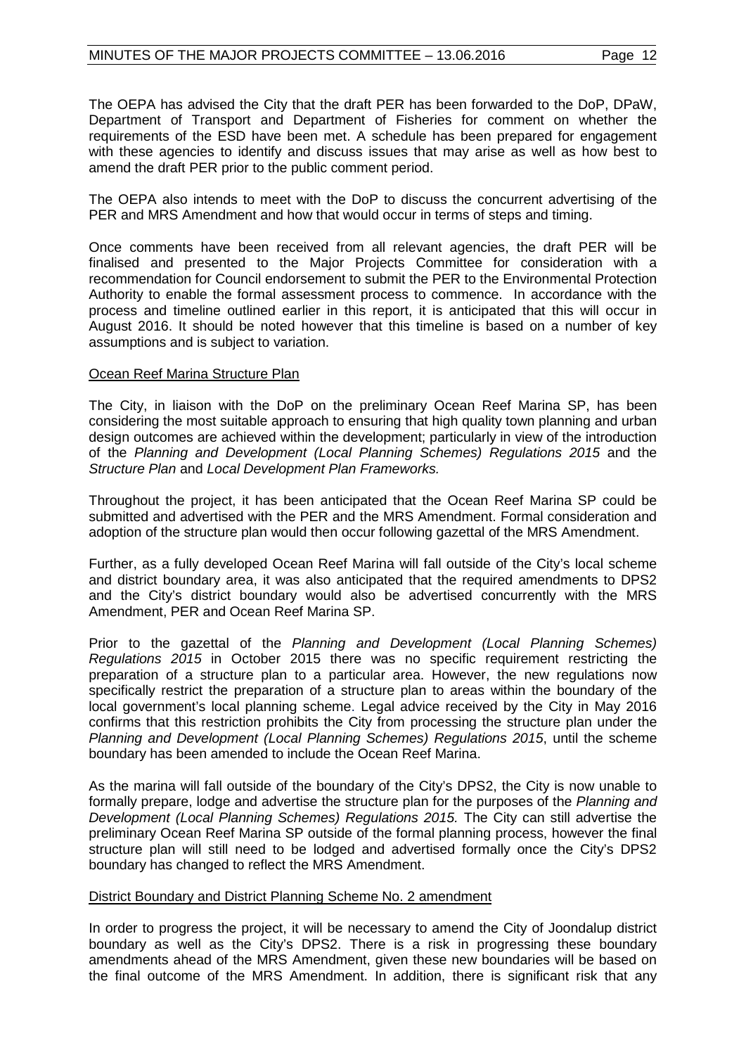The OEPA has advised the City that the draft PER has been forwarded to the DoP, DPaW, Department of Transport and Department of Fisheries for comment on whether the requirements of the ESD have been met. A schedule has been prepared for engagement with these agencies to identify and discuss issues that may arise as well as how best to amend the draft PER prior to the public comment period.

The OEPA also intends to meet with the DoP to discuss the concurrent advertising of the PER and MRS Amendment and how that would occur in terms of steps and timing.

Once comments have been received from all relevant agencies, the draft PER will be finalised and presented to the Major Projects Committee for consideration with a recommendation for Council endorsement to submit the PER to the Environmental Protection Authority to enable the formal assessment process to commence. In accordance with the process and timeline outlined earlier in this report, it is anticipated that this will occur in August 2016. It should be noted however that this timeline is based on a number of key assumptions and is subject to variation.

Ocean Reef Marina Structure Plan

The City, in liaison with the DoP on the preliminary Ocean Reef Marina SP, has been considering the most suitable approach to ensuring that high quality town planning and urban design outcomes are achieved within the development; particularly in view of the introduction of the *Planning and Development (Local Planning Schemes) Regulations 2015* and the *Structure Plan* and *Local Development Plan Frameworks.*

Throughout the project, it has been anticipated that the Ocean Reef Marina SP could be submitted and advertised with the PER and the MRS Amendment. Formal consideration and adoption of the structure plan would then occur following gazettal of the MRS Amendment.

Further, as a fully developed Ocean Reef Marina will fall outside of the City's local scheme and district boundary area, it was also anticipated that the required amendments to DPS2 and the City's district boundary would also be advertised concurrently with the MRS Amendment, PER and Ocean Reef Marina SP.

Prior to the gazettal of the *Planning and Development (Local Planning Schemes) Regulations 2015* in October 2015 there was no specific requirement restricting the preparation of a structure plan to a particular area. However, the new regulations now specifically restrict the preparation of a structure plan to areas within the boundary of the local government's local planning scheme. Legal advice received by the City in May 2016 confirms that this restriction prohibits the City from processing the structure plan under the *Planning and Development (Local Planning Schemes) Regulations 2015*, until the scheme boundary has been amended to include the Ocean Reef Marina.

As the marina will fall outside of the boundary of the City's DPS2, the City is now unable to formally prepare, lodge and advertise the structure plan for the purposes of the *Planning and Development (Local Planning Schemes) Regulations 2015.* The City can still advertise the preliminary Ocean Reef Marina SP outside of the formal planning process, however the final structure plan will still need to be lodged and advertised formally once the City's DPS2 boundary has changed to reflect the MRS Amendment.

District Boundary and District Planning Scheme No. 2 amendment

In order to progress the project, it will be necessary to amend the City of Joondalup district boundary as well as the City's DPS2. There is a risk in progressing these boundary amendments ahead of the MRS Amendment, given these new boundaries will be based on the final outcome of the MRS Amendment. In addition, there is significant risk that any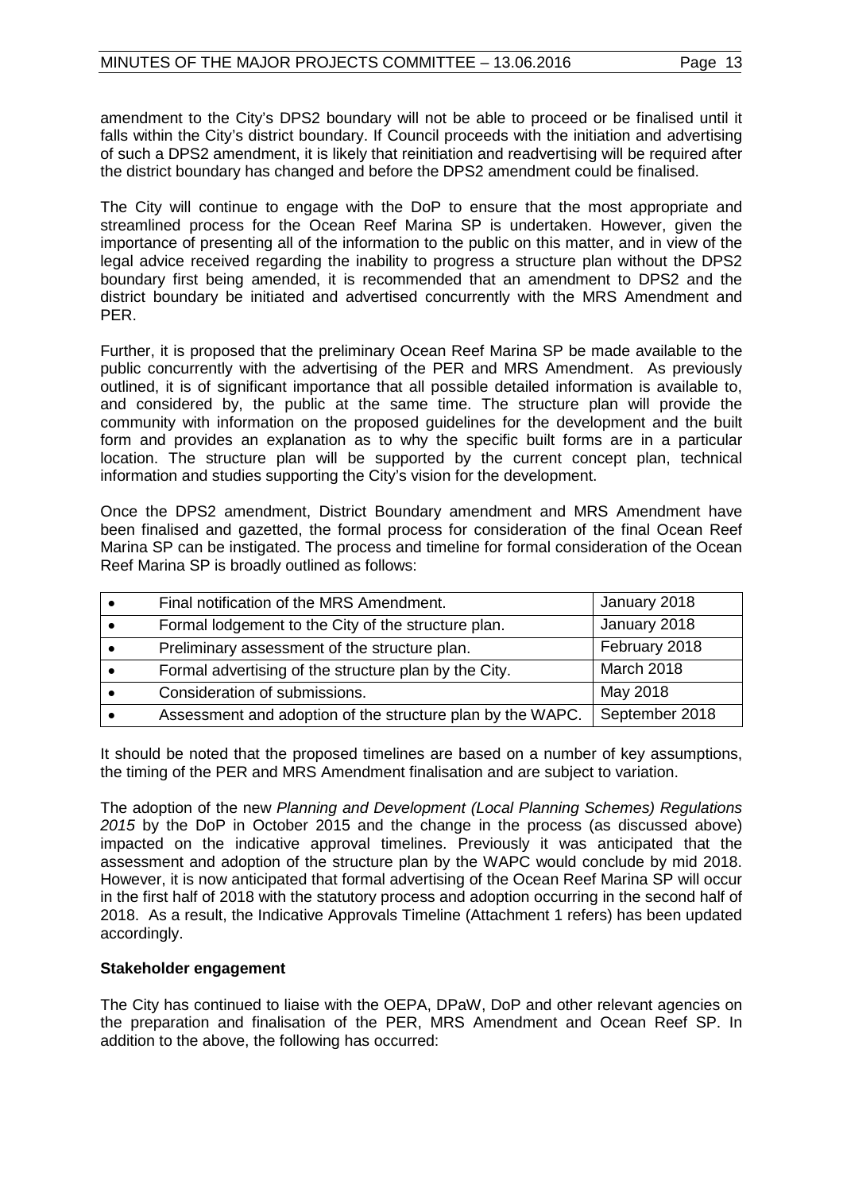amendment to the City's DPS2 boundary will not be able to proceed or be finalised until it falls within the City's district boundary. If Council proceeds with the initiation and advertising of such a DPS2 amendment, it is likely that reinitiation and readvertising will be required after the district boundary has changed and before the DPS2 amendment could be finalised.

The City will continue to engage with the DoP to ensure that the most appropriate and streamlined process for the Ocean Reef Marina SP is undertaken. However, given the importance of presenting all of the information to the public on this matter, and in view of the legal advice received regarding the inability to progress a structure plan without the DPS2 boundary first being amended, it is recommended that an amendment to DPS2 and the district boundary be initiated and advertised concurrently with the MRS Amendment and PER.

Further, it is proposed that the preliminary Ocean Reef Marina SP be made available to the public concurrently with the advertising of the PER and MRS Amendment. As previously outlined, it is of significant importance that all possible detailed information is available to, and considered by, the public at the same time. The structure plan will provide the community with information on the proposed guidelines for the development and the built form and provides an explanation as to why the specific built forms are in a particular location. The structure plan will be supported by the current concept plan, technical information and studies supporting the City's vision for the development.

Once the DPS2 amendment, District Boundary amendment and MRS Amendment have been finalised and gazetted, the formal process for consideration of the final Ocean Reef Marina SP can be instigated. The process and timeline for formal consideration of the Ocean Reef Marina SP is broadly outlined as follows:

| | Step | Timing |
|---|---|---|
| • | Final notification of the MRS Amendment. | January 2018 |
| • | Formal lodgement to the City of the structure plan. | January 2018 |
| • | Preliminary assessment of the structure plan. | February 2018 |
| • | Formal advertising of the structure plan by the City. | March 2018 |
| • | Consideration of submissions. | May 2018 |
| • | Assessment and adoption of the structure plan by the WAPC. | September 2018 |

It should be noted that the proposed timelines are based on a number of key assumptions, the timing of the PER and MRS Amendment finalisation and are subject to variation.

The adoption of the new *Planning and Development (Local Planning Schemes) Regulations 2015* by the DoP in October 2015 and the change in the process (as discussed above) impacted on the indicative approval timelines. Previously it was anticipated that the assessment and adoption of the structure plan by the WAPC would conclude by mid 2018. However, it is now anticipated that formal advertising of the Ocean Reef Marina SP will occur in the first half of 2018 with the statutory process and adoption occurring in the second half of 2018. As a result, the Indicative Approvals Timeline (Attachment 1 refers) has been updated accordingly.

**Stakeholder engagement**

The City has continued to liaise with the OEPA, DPaW, DoP and other relevant agencies on the preparation and finalisation of the PER, MRS Amendment and Ocean Reef SP. In addition to the above, the following has occurred: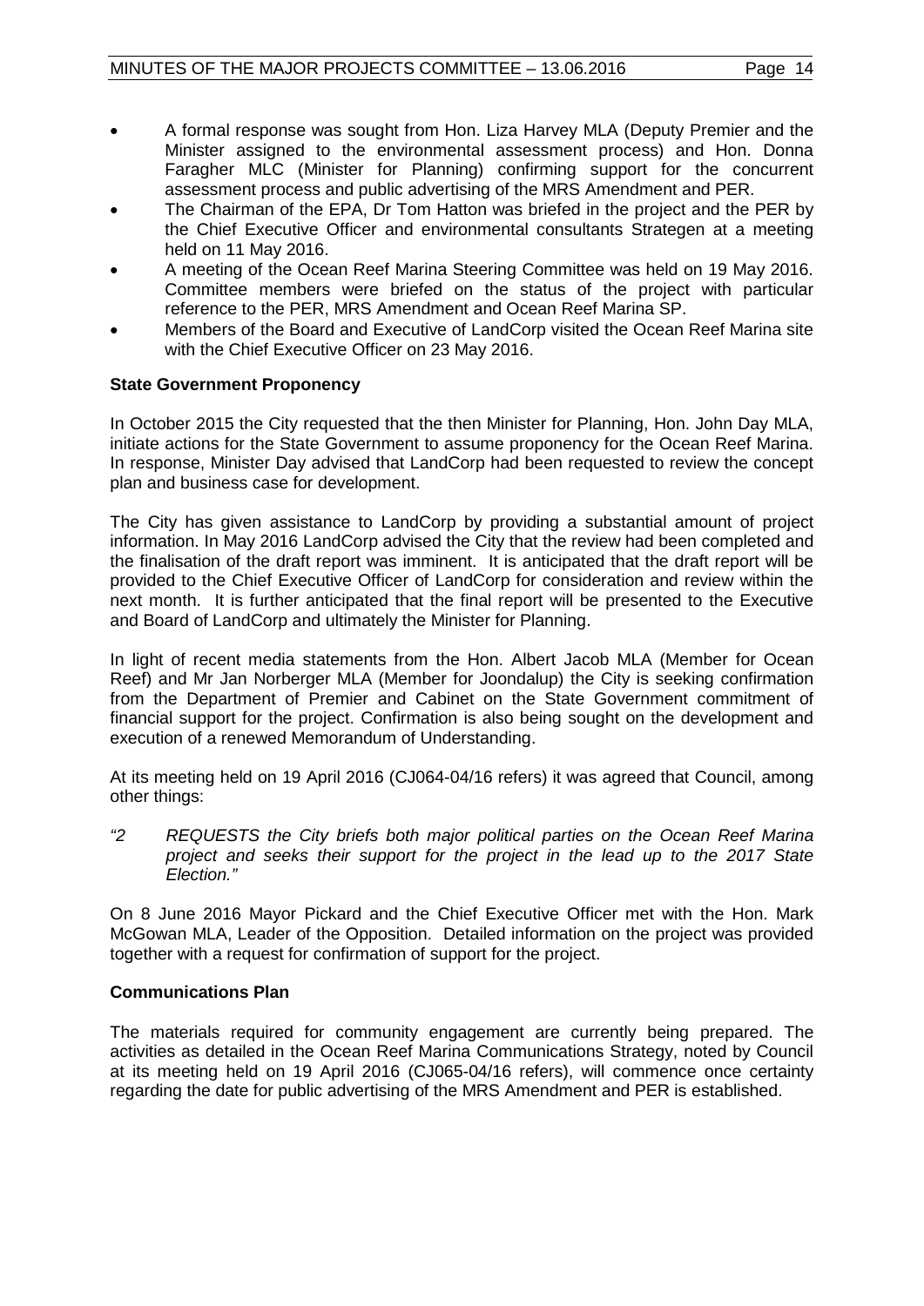- A formal response was sought from Hon. Liza Harvey MLA (Deputy Premier and the Minister assigned to the environmental assessment process) and Hon. Donna Faragher MLC (Minister for Planning) confirming support for the concurrent assessment process and public advertising of the MRS Amendment and PER.
- The Chairman of the EPA, Dr Tom Hatton was briefed in the project and the PER by the Chief Executive Officer and environmental consultants Strategen at a meeting held on 11 May 2016.
- A meeting of the Ocean Reef Marina Steering Committee was held on 19 May 2016. Committee members were briefed on the status of the project with particular reference to the PER, MRS Amendment and Ocean Reef Marina SP.
- Members of the Board and Executive of LandCorp visited the Ocean Reef Marina site with the Chief Executive Officer on 23 May 2016.

**State Government Proponency**

In October 2015 the City requested that the then Minister for Planning, Hon. John Day MLA, initiate actions for the State Government to assume proponency for the Ocean Reef Marina. In response, Minister Day advised that LandCorp had been requested to review the concept plan and business case for development.

The City has given assistance to LandCorp by providing a substantial amount of project information. In May 2016 LandCorp advised the City that the review had been completed and the finalisation of the draft report was imminent. It is anticipated that the draft report will be provided to the Chief Executive Officer of LandCorp for consideration and review within the next month. It is further anticipated that the final report will be presented to the Executive and Board of LandCorp and ultimately the Minister for Planning.

In light of recent media statements from the Hon. Albert Jacob MLA (Member for Ocean Reef) and Mr Jan Norberger MLA (Member for Joondalup) the City is seeking confirmation from the Department of Premier and Cabinet on the State Government commitment of financial support for the project. Confirmation is also being sought on the development and execution of a renewed Memorandum of Understanding.

At its meeting held on 19 April 2016 (CJ064-04/16 refers) it was agreed that Council, among other things:

*"2 REQUESTS the City briefs both major political parties on the Ocean Reef Marina project and seeks their support for the project in the lead up to the 2017 State Election."*

On 8 June 2016 Mayor Pickard and the Chief Executive Officer met with the Hon. Mark McGowan MLA, Leader of the Opposition. Detailed information on the project was provided together with a request for confirmation of support for the project.

**Communications Plan**

The materials required for community engagement are currently being prepared. The activities as detailed in the Ocean Reef Marina Communications Strategy, noted by Council at its meeting held on 19 April 2016 (CJ065-04/16 refers), will commence once certainty regarding the date for public advertising of the MRS Amendment and PER is established.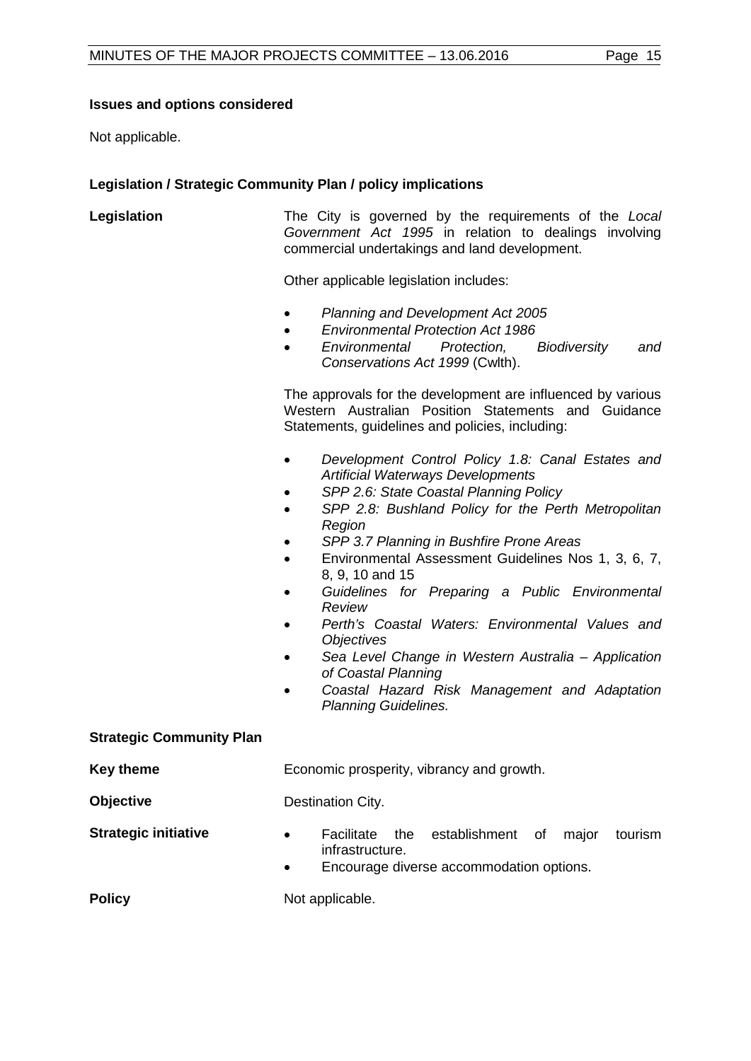**Issues and options considered**

Not applicable.

**Legislation / Strategic Community Plan / policy implications**

**Legislation**

The City is governed by the requirements of the *Local Government Act 1995* in relation to dealings involving commercial undertakings and land development.

Other applicable legislation includes:

- *Planning and Development Act 2005*
- *Environmental Protection Act 1986*
- *Environmental Protection, Biodiversity and Conservations Act 1999* (Cwlth).

The approvals for the development are influenced by various Western Australian Position Statements and Guidance Statements, guidelines and policies, including:

- *Development Control Policy 1.8: Canal Estates and Artificial Waterways Developments*
- *SPP 2.6: State Coastal Planning Policy*
- *SPP 2.8: Bushland Policy for the Perth Metropolitan Region*
- *SPP 3.7 Planning in Bushfire Prone Areas*
- Environmental Assessment Guidelines Nos 1, 3, 6, 7, 8, 9, 10 and 15
- *Guidelines for Preparing a Public Environmental Review*
- *Perth's Coastal Waters: Environmental Values and Objectives*
- *Sea Level Change in Western Australia – Application of Coastal Planning*
- *Coastal Hazard Risk Management and Adaptation Planning Guidelines.*

**Strategic Community Plan**

**Key theme**

Economic prosperity, vibrancy and growth.

**Objective**

Destination City.

**Strategic initiative**

- Facilitate the establishment of major tourism infrastructure.
- Encourage diverse accommodation options.

**Policy**

Not applicable.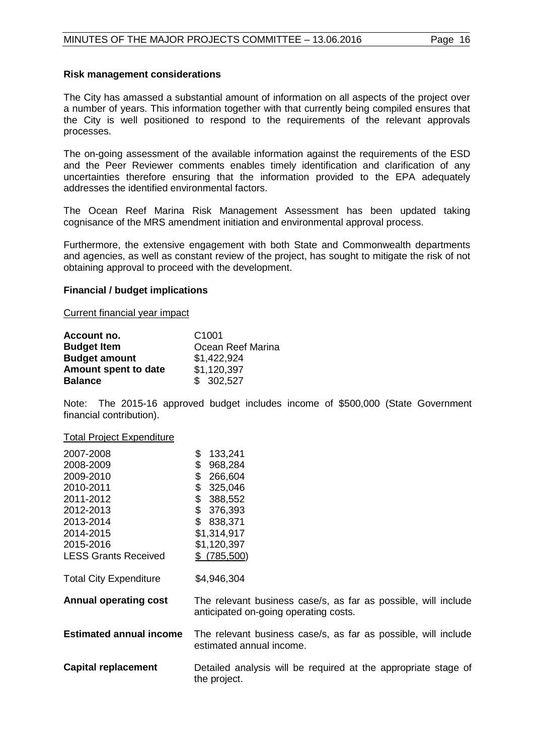### Risk management considerations

The City has amassed a substantial amount of information on all aspects of the project over a number of years. This information together with that currently being compiled ensures that the City is well positioned to respond to the requirements of the relevant approvals processes.

The on-going assessment of the available information against the requirements of the ESD and the Peer Reviewer comments enables timely identification and clarification of any uncertainties therefore ensuring that the information provided to the EPA adequately addresses the identified environmental factors.

The Ocean Reef Marina Risk Management Assessment has been updated taking cognisance of the MRS amendment initiation and environmental approval process.

Furthermore, the extensive engagement with both State and Commonwealth departments and agencies, as well as constant review of the project, has sought to mitigate the risk of not obtaining approval to proceed with the development.

### Financial / budget implications

Current financial year impact

| | |
|---|---|
| **Account no.** | C1001 |
| **Budget Item** | Ocean Reef Marina |
| **Budget amount** | $1,422,924 |
| **Amount spent to date** | $1,120,397 |
| **Balance** | $ 302,527 |

Note: The 2015-16 approved budget includes income of $500,000 (State Government financial contribution).

Total Project Expenditure

| | |
|---|---|
| 2007-2008 | $ 133,241 |
| 2008-2009 | $ 968,284 |
| 2009-2010 | $ 266,604 |
| 2010-2011 | $ 325,046 |
| 2011-2012 | $ 388,552 |
| 2012-2013 | $ 376,393 |
| 2013-2014 | $ 838,371 |
| 2014-2015 | $1,314,917 |
| 2015-2016 | $1,120,397 |
| LESS Grants Received | $ (785,500) |
| Total City Expenditure | $4,946,304 |

| | |
|---|---|
| **Annual operating cost** | The relevant business case/s, as far as possible, will include anticipated on-going operating costs. |
| **Estimated annual income** | The relevant business case/s, as far as possible, will include estimated annual income. |
| **Capital replacement** | Detailed analysis will be required at the appropriate stage of the project. |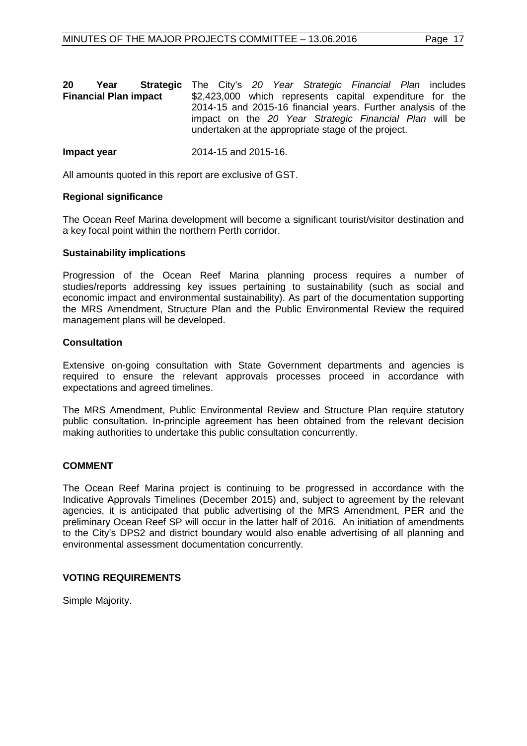| | |
|---|---|
| **20 Year Strategic Financial Plan impact** | The City's *20 Year Strategic Financial Plan* includes $2,423,000 which represents capital expenditure for the 2014-15 and 2015-16 financial years. Further analysis of the impact on the *20 Year Strategic Financial Plan* will be undertaken at the appropriate stage of the project. |
| **Impact year** | 2014-15 and 2015-16. |

All amounts quoted in this report are exclusive of GST.

**Regional significance**

The Ocean Reef Marina development will become a significant tourist/visitor destination and a key focal point within the northern Perth corridor.

**Sustainability implications**

Progression of the Ocean Reef Marina planning process requires a number of studies/reports addressing key issues pertaining to sustainability (such as social and economic impact and environmental sustainability). As part of the documentation supporting the MRS Amendment, Structure Plan and the Public Environmental Review the required management plans will be developed.

**Consultation**

Extensive on-going consultation with State Government departments and agencies is required to ensure the relevant approvals processes proceed in accordance with expectations and agreed timelines.

The MRS Amendment, Public Environmental Review and Structure Plan require statutory public consultation. In-principle agreement has been obtained from the relevant decision making authorities to undertake this public consultation concurrently.

## COMMENT

The Ocean Reef Marina project is continuing to be progressed in accordance with the Indicative Approvals Timelines (December 2015) and, subject to agreement by the relevant agencies, it is anticipated that public advertising of the MRS Amendment, PER and the preliminary Ocean Reef SP will occur in the latter half of 2016. An initiation of amendments to the City's DPS2 and district boundary would also enable advertising of all planning and environmental assessment documentation concurrently.

## VOTING REQUIREMENTS

Simple Majority.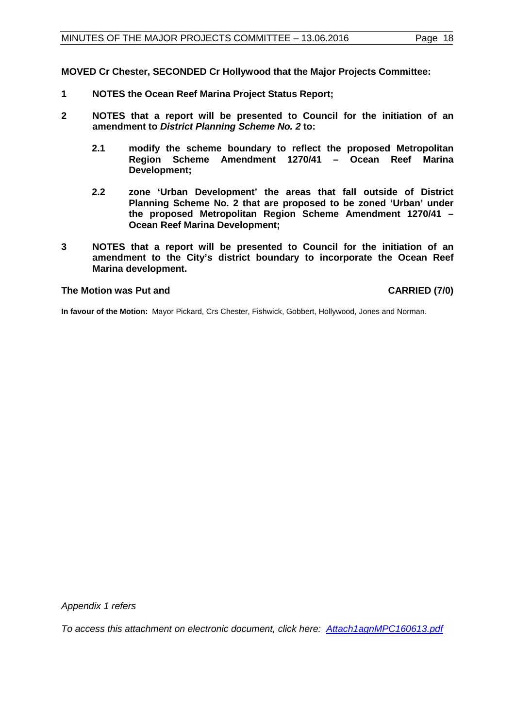**MOVED Cr Chester, SECONDED Cr Hollywood that the Major Projects Committee:**

**1 NOTES the Ocean Reef Marina Project Status Report;**

**2 NOTES that a report will be presented to Council for the initiation of an amendment to *District Planning Scheme No. 2* to:**

**2.1 modify the scheme boundary to reflect the proposed Metropolitan Region Scheme Amendment 1270/41 – Ocean Reef Marina Development;**

**2.2 zone 'Urban Development' the areas that fall outside of District Planning Scheme No. 2 that are proposed to be zoned 'Urban' under the proposed Metropolitan Region Scheme Amendment 1270/41 – Ocean Reef Marina Development;**

**3 NOTES that a report will be presented to Council for the initiation of an amendment to the City's district boundary to incorporate the Ocean Reef Marina development.**

**The Motion was Put and CARRIED (7/0)**

**In favour of the Motion:** Mayor Pickard, Crs Chester, Fishwick, Gobbert, Hollywood, Jones and Norman.

*Appendix 1 refers*

*To access this attachment on electronic document, click here: Attach1agnMPC160613.pdf*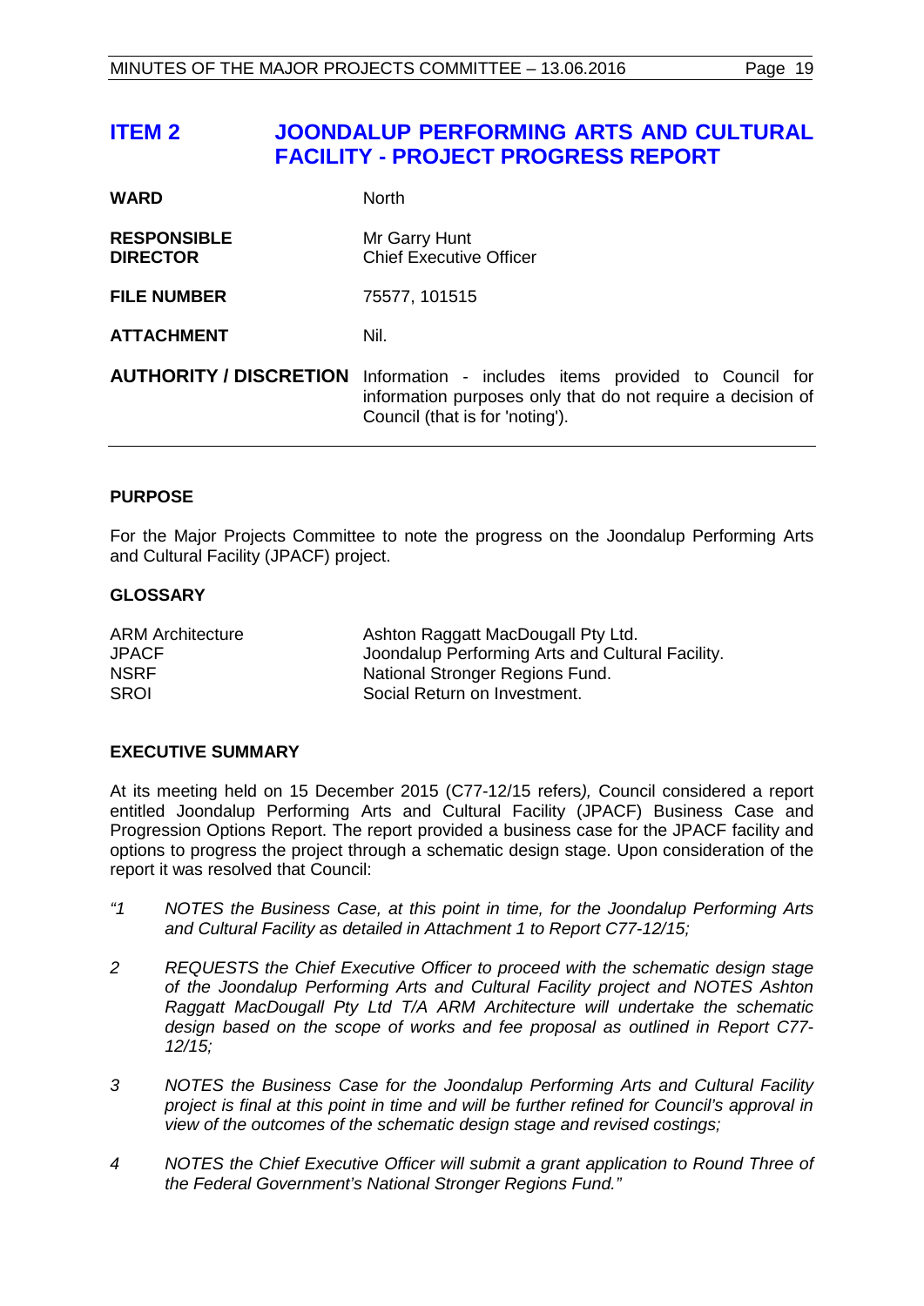## ITEM 2 JOONDALUP PERFORMING ARTS AND CULTURAL FACILITY - PROJECT PROGRESS REPORT

| | |
|---|---|
| **WARD** | North |
| **RESPONSIBLE DIRECTOR** | Mr Garry Hunt<br>Chief Executive Officer |
| **FILE NUMBER** | 75577, 101515 |
| **ATTACHMENT** | Nil. |
| **AUTHORITY / DISCRETION** | Information - includes items provided to Council for information purposes only that do not require a decision of Council (that is for 'noting'). |

### PURPOSE

For the Major Projects Committee to note the progress on the Joondalup Performing Arts and Cultural Facility (JPACF) project.

### GLOSSARY

| | |
|---|---|
| ARM Architecture | Ashton Raggatt MacDougall Pty Ltd. |
| JPACF | Joondalup Performing Arts and Cultural Facility. |
| NSRF | National Stronger Regions Fund. |
| SROI | Social Return on Investment. |

### EXECUTIVE SUMMARY

At its meeting held on 15 December 2015 (C77-12/15 refers*),* Council considered a report entitled Joondalup Performing Arts and Cultural Facility (JPACF) Business Case and Progression Options Report. The report provided a business case for the JPACF facility and options to progress the project through a schematic design stage. Upon consideration of the report it was resolved that Council:

*"1 NOTES the Business Case, at this point in time, for the Joondalup Performing Arts and Cultural Facility as detailed in Attachment 1 to Report C77-12/15;*

*2 REQUESTS the Chief Executive Officer to proceed with the schematic design stage of the Joondalup Performing Arts and Cultural Facility project and NOTES Ashton Raggatt MacDougall Pty Ltd T/A ARM Architecture will undertake the schematic design based on the scope of works and fee proposal as outlined in Report C77-12/15;*

*3 NOTES the Business Case for the Joondalup Performing Arts and Cultural Facility project is final at this point in time and will be further refined for Council's approval in view of the outcomes of the schematic design stage and revised costings;*

*4 NOTES the Chief Executive Officer will submit a grant application to Round Three of the Federal Government's National Stronger Regions Fund."*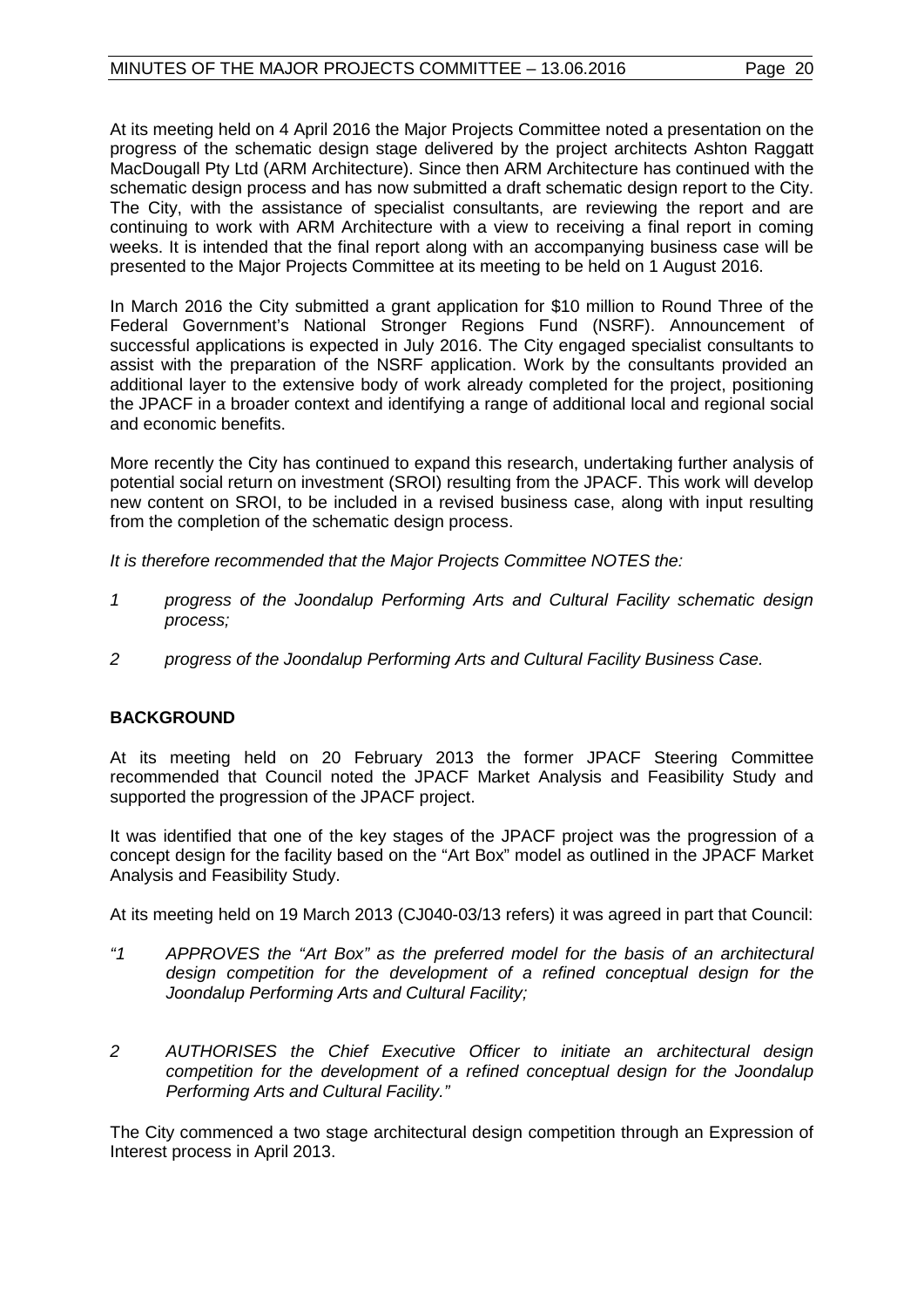At its meeting held on 4 April 2016 the Major Projects Committee noted a presentation on the progress of the schematic design stage delivered by the project architects Ashton Raggatt MacDougall Pty Ltd (ARM Architecture). Since then ARM Architecture has continued with the schematic design process and has now submitted a draft schematic design report to the City. The City, with the assistance of specialist consultants, are reviewing the report and are continuing to work with ARM Architecture with a view to receiving a final report in coming weeks. It is intended that the final report along with an accompanying business case will be presented to the Major Projects Committee at its meeting to be held on 1 August 2016.

In March 2016 the City submitted a grant application for $10 million to Round Three of the Federal Government's National Stronger Regions Fund (NSRF). Announcement of successful applications is expected in July 2016. The City engaged specialist consultants to assist with the preparation of the NSRF application. Work by the consultants provided an additional layer to the extensive body of work already completed for the project, positioning the JPACF in a broader context and identifying a range of additional local and regional social and economic benefits.

More recently the City has continued to expand this research, undertaking further analysis of potential social return on investment (SROI) resulting from the JPACF. This work will develop new content on SROI, to be included in a revised business case, along with input resulting from the completion of the schematic design process.

*It is therefore recommended that the Major Projects Committee NOTES the:*

1. *progress of the Joondalup Performing Arts and Cultural Facility schematic design process;*
2. *progress of the Joondalup Performing Arts and Cultural Facility Business Case.*

## BACKGROUND

At its meeting held on 20 February 2013 the former JPACF Steering Committee recommended that Council noted the JPACF Market Analysis and Feasibility Study and supported the progression of the JPACF project.

It was identified that one of the key stages of the JPACF project was the progression of a concept design for the facility based on the "Art Box" model as outlined in the JPACF Market Analysis and Feasibility Study.

At its meeting held on 19 March 2013 (CJ040-03/13 refers) it was agreed in part that Council:

*"1 APPROVES the "Art Box" as the preferred model for the basis of an architectural design competition for the development of a refined conceptual design for the Joondalup Performing Arts and Cultural Facility;*

*2 AUTHORISES the Chief Executive Officer to initiate an architectural design competition for the development of a refined conceptual design for the Joondalup Performing Arts and Cultural Facility."*

The City commenced a two stage architectural design competition through an Expression of Interest process in April 2013.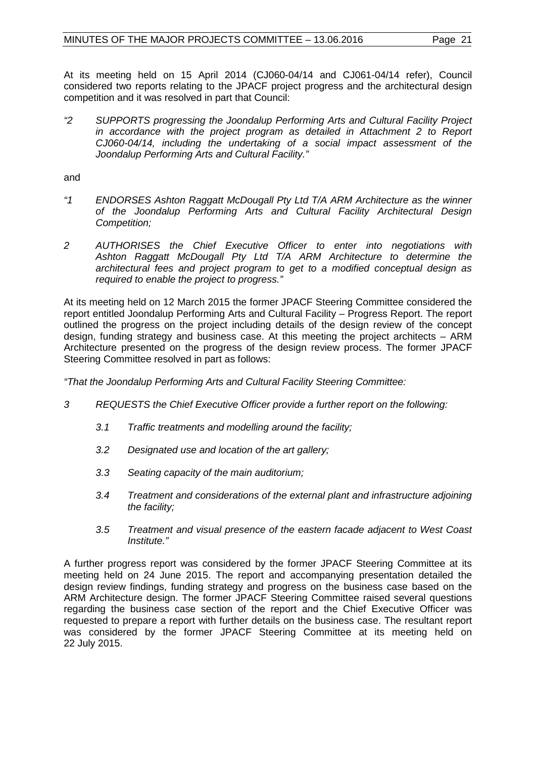At its meeting held on 15 April 2014 (CJ060-04/14 and CJ061-04/14 refer), Council considered two reports relating to the JPACF project progress and the architectural design competition and it was resolved in part that Council:

*"2 SUPPORTS progressing the Joondalup Performing Arts and Cultural Facility Project in accordance with the project program as detailed in Attachment 2 to Report CJ060-04/14, including the undertaking of a social impact assessment of the Joondalup Performing Arts and Cultural Facility."*

and

*"1 ENDORSES Ashton Raggatt McDougall Pty Ltd T/A ARM Architecture as the winner of the Joondalup Performing Arts and Cultural Facility Architectural Design Competition;*

*2 AUTHORISES the Chief Executive Officer to enter into negotiations with Ashton Raggatt McDougall Pty Ltd T/A ARM Architecture to determine the architectural fees and project program to get to a modified conceptual design as required to enable the project to progress."*

At its meeting held on 12 March 2015 the former JPACF Steering Committee considered the report entitled Joondalup Performing Arts and Cultural Facility – Progress Report. The report outlined the progress on the project including details of the design review of the concept design, funding strategy and business case. At this meeting the project architects – ARM Architecture presented on the progress of the design review process. The former JPACF Steering Committee resolved in part as follows:

*"That the Joondalup Performing Arts and Cultural Facility Steering Committee:*

*3 REQUESTS the Chief Executive Officer provide a further report on the following:*

*3.1 Traffic treatments and modelling around the facility;*

*3.2 Designated use and location of the art gallery;*

*3.3 Seating capacity of the main auditorium;*

*3.4 Treatment and considerations of the external plant and infrastructure adjoining the facility;*

*3.5 Treatment and visual presence of the eastern facade adjacent to West Coast Institute."*

A further progress report was considered by the former JPACF Steering Committee at its meeting held on 24 June 2015. The report and accompanying presentation detailed the design review findings, funding strategy and progress on the business case based on the ARM Architecture design. The former JPACF Steering Committee raised several questions regarding the business case section of the report and the Chief Executive Officer was requested to prepare a report with further details on the business case. The resultant report was considered by the former JPACF Steering Committee at its meeting held on 22 July 2015.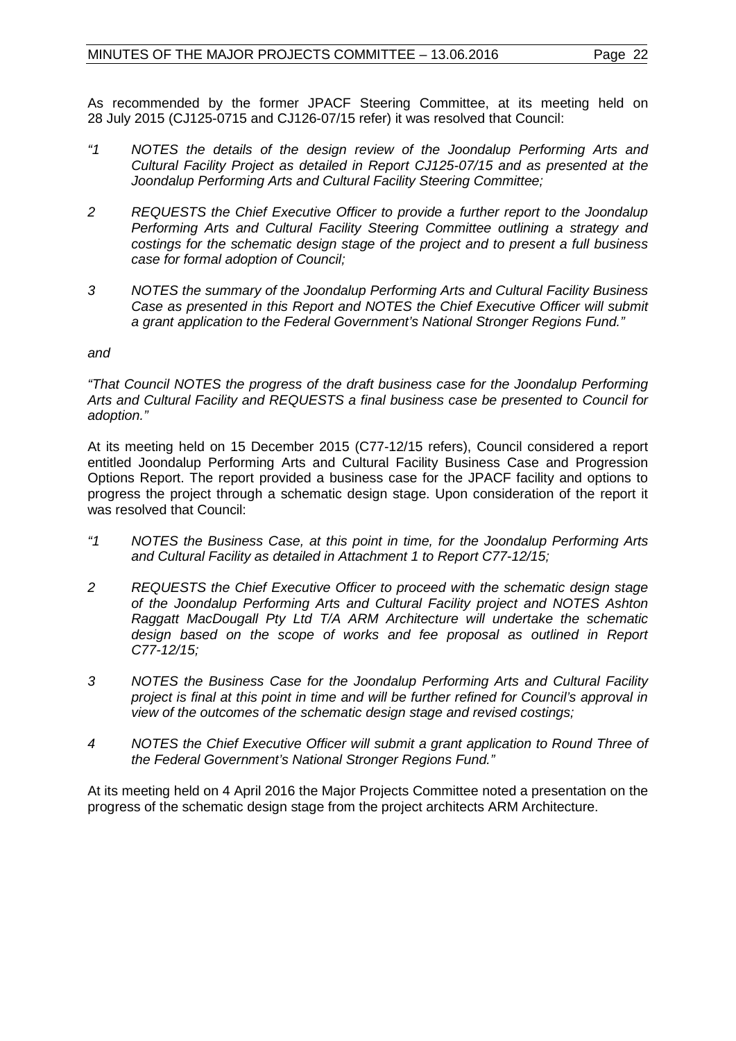As recommended by the former JPACF Steering Committee, at its meeting held on 28 July 2015 (CJ125-0715 and CJ126-07/15 refer) it was resolved that Council:

*"1 NOTES the details of the design review of the Joondalup Performing Arts and Cultural Facility Project as detailed in Report CJ125-07/15 and as presented at the Joondalup Performing Arts and Cultural Facility Steering Committee;*

*2 REQUESTS the Chief Executive Officer to provide a further report to the Joondalup Performing Arts and Cultural Facility Steering Committee outlining a strategy and costings for the schematic design stage of the project and to present a full business case for formal adoption of Council;*

*3 NOTES the summary of the Joondalup Performing Arts and Cultural Facility Business Case as presented in this Report and NOTES the Chief Executive Officer will submit a grant application to the Federal Government's National Stronger Regions Fund."*

*and*

*"That Council NOTES the progress of the draft business case for the Joondalup Performing Arts and Cultural Facility and REQUESTS a final business case be presented to Council for adoption."*

At its meeting held on 15 December 2015 (C77-12/15 refers), Council considered a report entitled Joondalup Performing Arts and Cultural Facility Business Case and Progression Options Report. The report provided a business case for the JPACF facility and options to progress the project through a schematic design stage. Upon consideration of the report it was resolved that Council:

*"1 NOTES the Business Case, at this point in time, for the Joondalup Performing Arts and Cultural Facility as detailed in Attachment 1 to Report C77-12/15;*

*2 REQUESTS the Chief Executive Officer to proceed with the schematic design stage of the Joondalup Performing Arts and Cultural Facility project and NOTES Ashton Raggatt MacDougall Pty Ltd T/A ARM Architecture will undertake the schematic design based on the scope of works and fee proposal as outlined in Report C77-12/15;*

*3 NOTES the Business Case for the Joondalup Performing Arts and Cultural Facility project is final at this point in time and will be further refined for Council's approval in view of the outcomes of the schematic design stage and revised costings;*

*4 NOTES the Chief Executive Officer will submit a grant application to Round Three of the Federal Government's National Stronger Regions Fund."*

At its meeting held on 4 April 2016 the Major Projects Committee noted a presentation on the progress of the schematic design stage from the project architects ARM Architecture.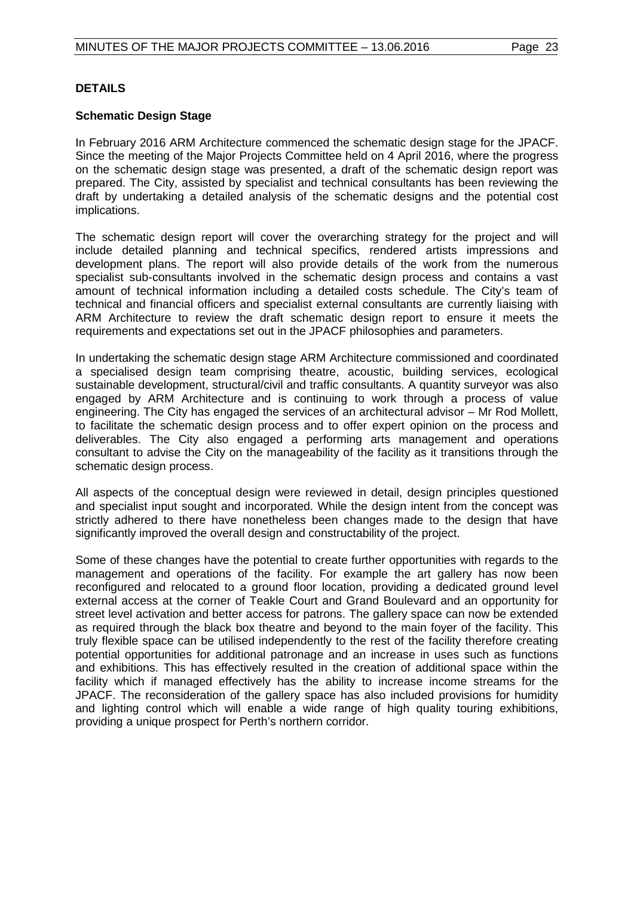## DETAILS

### Schematic Design Stage

In February 2016 ARM Architecture commenced the schematic design stage for the JPACF. Since the meeting of the Major Projects Committee held on 4 April 2016, where the progress on the schematic design stage was presented, a draft of the schematic design report was prepared. The City, assisted by specialist and technical consultants has been reviewing the draft by undertaking a detailed analysis of the schematic designs and the potential cost implications.

The schematic design report will cover the overarching strategy for the project and will include detailed planning and technical specifics, rendered artists impressions and development plans. The report will also provide details of the work from the numerous specialist sub-consultants involved in the schematic design process and contains a vast amount of technical information including a detailed costs schedule. The City's team of technical and financial officers and specialist external consultants are currently liaising with ARM Architecture to review the draft schematic design report to ensure it meets the requirements and expectations set out in the JPACF philosophies and parameters.

In undertaking the schematic design stage ARM Architecture commissioned and coordinated a specialised design team comprising theatre, acoustic, building services, ecological sustainable development, structural/civil and traffic consultants. A quantity surveyor was also engaged by ARM Architecture and is continuing to work through a process of value engineering. The City has engaged the services of an architectural advisor – Mr Rod Mollett, to facilitate the schematic design process and to offer expert opinion on the process and deliverables. The City also engaged a performing arts management and operations consultant to advise the City on the manageability of the facility as it transitions through the schematic design process.

All aspects of the conceptual design were reviewed in detail, design principles questioned and specialist input sought and incorporated. While the design intent from the concept was strictly adhered to there have nonetheless been changes made to the design that have significantly improved the overall design and constructability of the project.

Some of these changes have the potential to create further opportunities with regards to the management and operations of the facility. For example the art gallery has now been reconfigured and relocated to a ground floor location, providing a dedicated ground level external access at the corner of Teakle Court and Grand Boulevard and an opportunity for street level activation and better access for patrons. The gallery space can now be extended as required through the black box theatre and beyond to the main foyer of the facility. This truly flexible space can be utilised independently to the rest of the facility therefore creating potential opportunities for additional patronage and an increase in uses such as functions and exhibitions. This has effectively resulted in the creation of additional space within the facility which if managed effectively has the ability to increase income streams for the JPACF. The reconsideration of the gallery space has also included provisions for humidity and lighting control which will enable a wide range of high quality touring exhibitions, providing a unique prospect for Perth's northern corridor.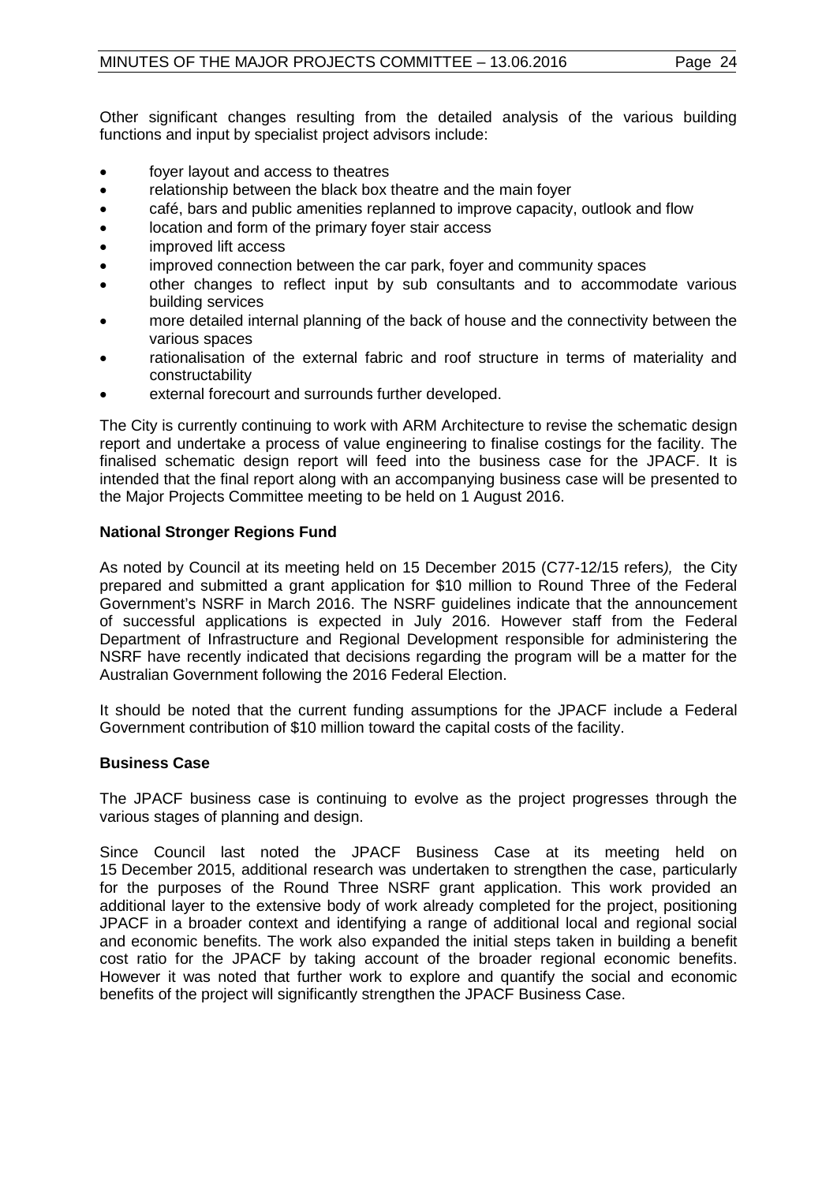Other significant changes resulting from the detailed analysis of the various building functions and input by specialist project advisors include:

- foyer layout and access to theatres
- relationship between the black box theatre and the main foyer
- café, bars and public amenities replanned to improve capacity, outlook and flow
- location and form of the primary foyer stair access
- improved lift access
- improved connection between the car park, foyer and community spaces
- other changes to reflect input by sub consultants and to accommodate various building services
- more detailed internal planning of the back of house and the connectivity between the various spaces
- rationalisation of the external fabric and roof structure in terms of materiality and constructability
- external forecourt and surrounds further developed.

The City is currently continuing to work with ARM Architecture to revise the schematic design report and undertake a process of value engineering to finalise costings for the facility. The finalised schematic design report will feed into the business case for the JPACF. It is intended that the final report along with an accompanying business case will be presented to the Major Projects Committee meeting to be held on 1 August 2016.

**National Stronger Regions Fund**

As noted by Council at its meeting held on 15 December 2015 (C77-12/15 refers*),* the City prepared and submitted a grant application for $10 million to Round Three of the Federal Government's NSRF in March 2016. The NSRF guidelines indicate that the announcement of successful applications is expected in July 2016. However staff from the Federal Department of Infrastructure and Regional Development responsible for administering the NSRF have recently indicated that decisions regarding the program will be a matter for the Australian Government following the 2016 Federal Election.

It should be noted that the current funding assumptions for the JPACF include a Federal Government contribution of $10 million toward the capital costs of the facility.

**Business Case**

The JPACF business case is continuing to evolve as the project progresses through the various stages of planning and design.

Since Council last noted the JPACF Business Case at its meeting held on 15 December 2015, additional research was undertaken to strengthen the case, particularly for the purposes of the Round Three NSRF grant application. This work provided an additional layer to the extensive body of work already completed for the project, positioning JPACF in a broader context and identifying a range of additional local and regional social and economic benefits. The work also expanded the initial steps taken in building a benefit cost ratio for the JPACF by taking account of the broader regional economic benefits. However it was noted that further work to explore and quantify the social and economic benefits of the project will significantly strengthen the JPACF Business Case.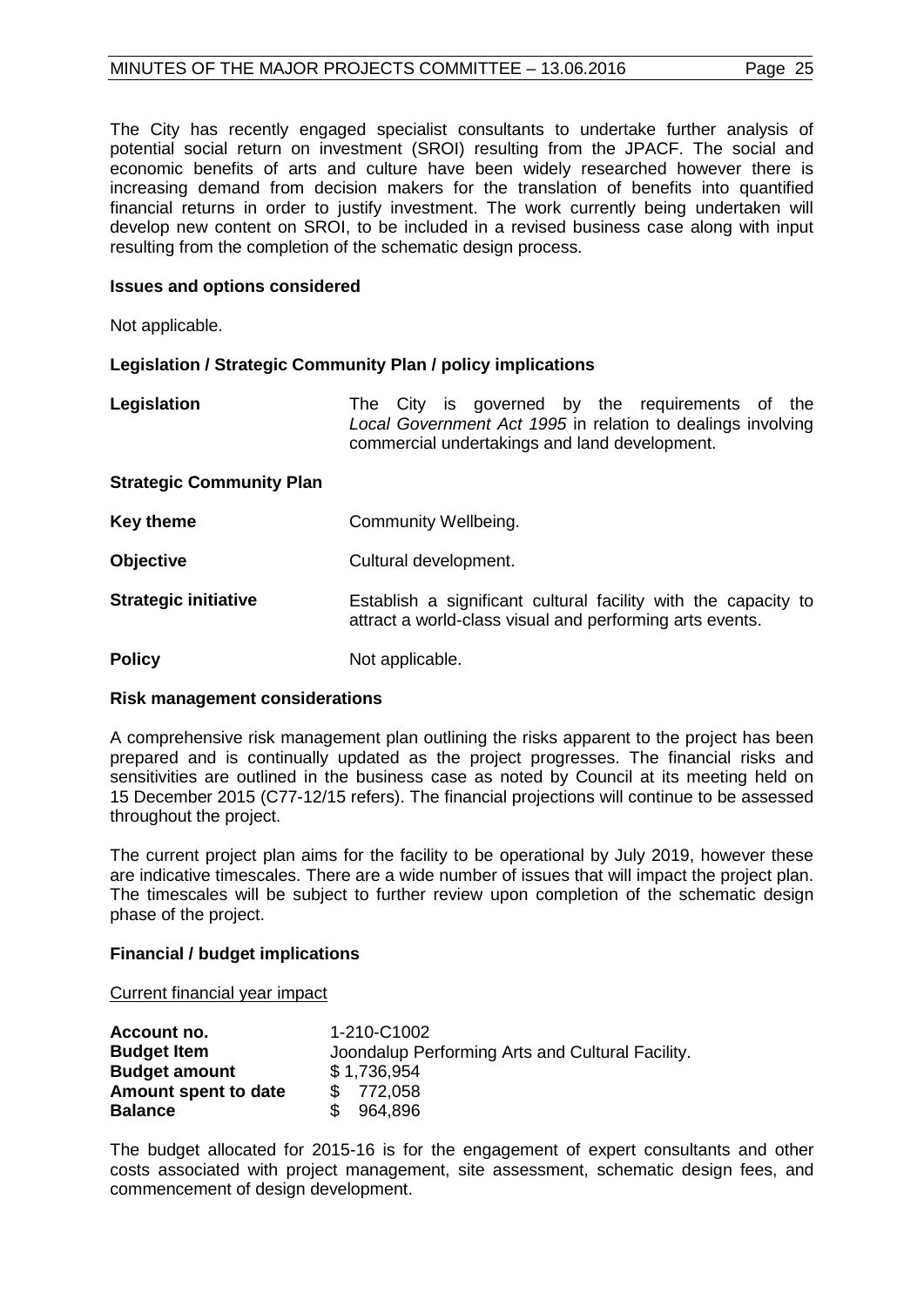The City has recently engaged specialist consultants to undertake further analysis of potential social return on investment (SROI) resulting from the JPACF. The social and economic benefits of arts and culture have been widely researched however there is increasing demand from decision makers for the translation of benefits into quantified financial returns in order to justify investment. The work currently being undertaken will develop new content on SROI, to be included in a revised business case along with input resulting from the completion of the schematic design process.

**Issues and options considered**

Not applicable.

**Legislation / Strategic Community Plan / policy implications**

| | |
|---|---|
| **Legislation** | The City is governed by the requirements of the *Local Government Act 1995* in relation to dealings involving commercial undertakings and land development. |
| **Strategic Community Plan** | |
| **Key theme** | Community Wellbeing. |
| **Objective** | Cultural development. |
| **Strategic initiative** | Establish a significant cultural facility with the capacity to attract a world-class visual and performing arts events. |
| **Policy** | Not applicable. |

**Risk management considerations**

A comprehensive risk management plan outlining the risks apparent to the project has been prepared and is continually updated as the project progresses. The financial risks and sensitivities are outlined in the business case as noted by Council at its meeting held on 15 December 2015 (C77-12/15 refers). The financial projections will continue to be assessed throughout the project.

The current project plan aims for the facility to be operational by July 2019, however these are indicative timescales. There are a wide number of issues that will impact the project plan. The timescales will be subject to further review upon completion of the schematic design phase of the project.

**Financial / budget implications**

Current financial year impact

| | |
|---|---|
| **Account no.** | 1-210-C1002 |
| **Budget Item** | Joondalup Performing Arts and Cultural Facility. |
| **Budget amount** | $ 1,736,954 |
| **Amount spent to date** | $ 772,058 |
| **Balance** | $ 964,896 |

The budget allocated for 2015-16 is for the engagement of expert consultants and other costs associated with project management, site assessment, schematic design fees, and commencement of design development.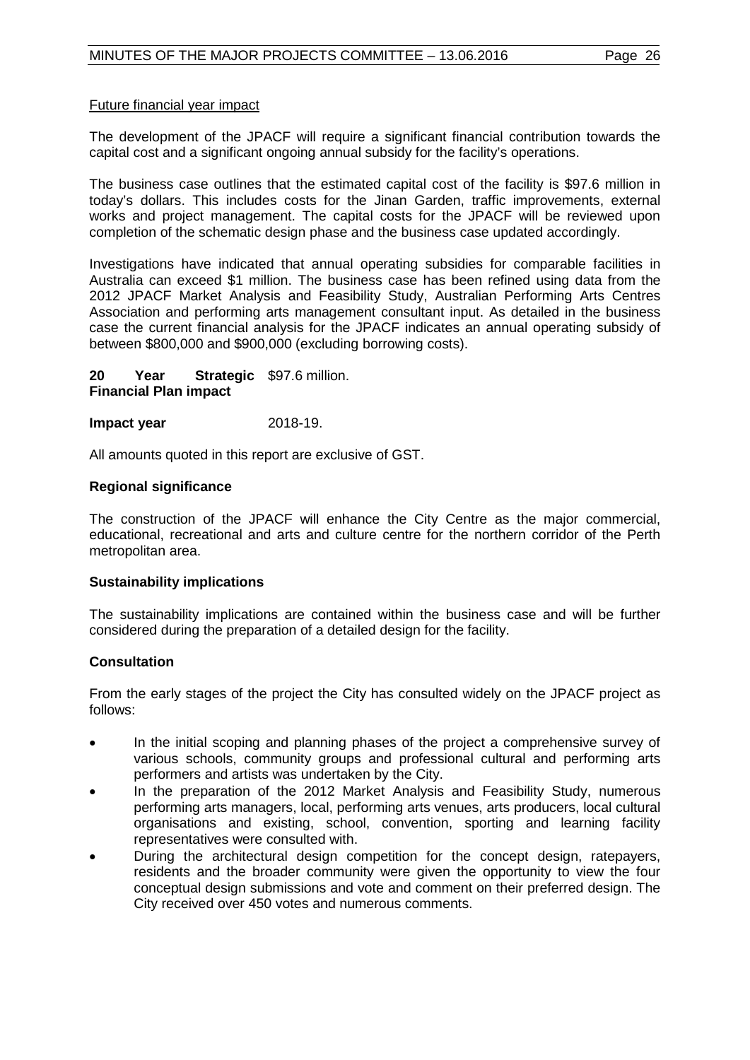Future financial year impact

The development of the JPACF will require a significant financial contribution towards the capital cost and a significant ongoing annual subsidy for the facility's operations.

The business case outlines that the estimated capital cost of the facility is $97.6 million in today's dollars. This includes costs for the Jinan Garden, traffic improvements, external works and project management. The capital costs for the JPACF will be reviewed upon completion of the schematic design phase and the business case updated accordingly.

Investigations have indicated that annual operating subsidies for comparable facilities in Australia can exceed $1 million. The business case has been refined using data from the 2012 JPACF Market Analysis and Feasibility Study, Australian Performing Arts Centres Association and performing arts management consultant input. As detailed in the business case the current financial analysis for the JPACF indicates an annual operating subsidy of between $800,000 and $900,000 (excluding borrowing costs).

**20 Year Strategic Financial Plan impact** $97.6 million.

**Impact year** 2018-19.

All amounts quoted in this report are exclusive of GST.

### Regional significance

The construction of the JPACF will enhance the City Centre as the major commercial, educational, recreational and arts and culture centre for the northern corridor of the Perth metropolitan area.

### Sustainability implications

The sustainability implications are contained within the business case and will be further considered during the preparation of a detailed design for the facility.

### Consultation

From the early stages of the project the City has consulted widely on the JPACF project as follows:

- In the initial scoping and planning phases of the project a comprehensive survey of various schools, community groups and professional cultural and performing arts performers and artists was undertaken by the City.
- In the preparation of the 2012 Market Analysis and Feasibility Study, numerous performing arts managers, local, performing arts venues, arts producers, local cultural organisations and existing, school, convention, sporting and learning facility representatives were consulted with.
- During the architectural design competition for the concept design, ratepayers, residents and the broader community were given the opportunity to view the four conceptual design submissions and vote and comment on their preferred design. The City received over 450 votes and numerous comments.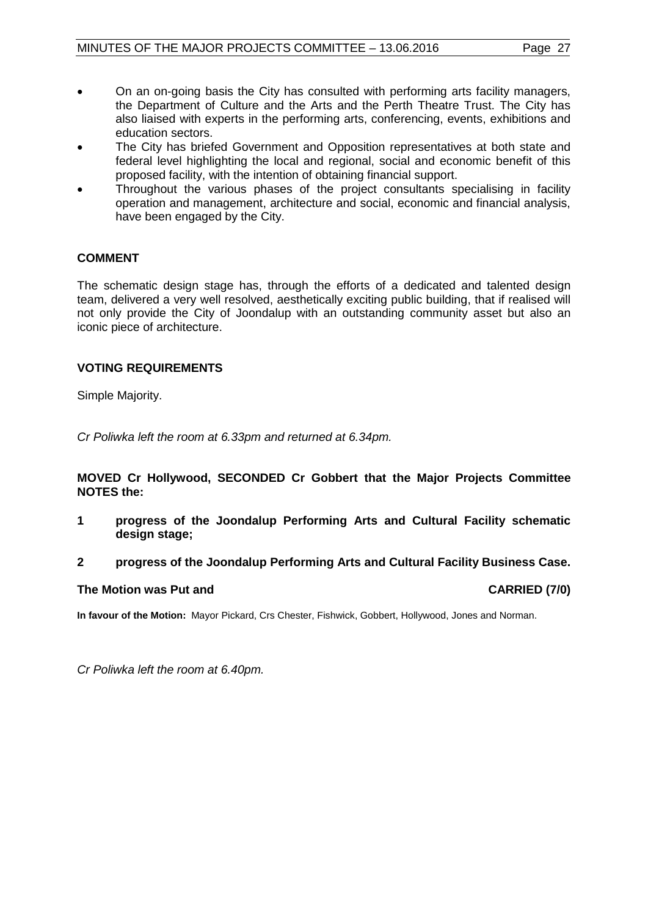- On an on-going basis the City has consulted with performing arts facility managers, the Department of Culture and the Arts and the Perth Theatre Trust. The City has also liaised with experts in the performing arts, conferencing, events, exhibitions and education sectors.
- The City has briefed Government and Opposition representatives at both state and federal level highlighting the local and regional, social and economic benefit of this proposed facility, with the intention of obtaining financial support.
- Throughout the various phases of the project consultants specialising in facility operation and management, architecture and social, economic and financial analysis, have been engaged by the City.

## COMMENT

The schematic design stage has, through the efforts of a dedicated and talented design team, delivered a very well resolved, aesthetically exciting public building, that if realised will not only provide the City of Joondalup with an outstanding community asset but also an iconic piece of architecture.

## VOTING REQUIREMENTS

Simple Majority.

*Cr Poliwka left the room at 6.33pm and returned at 6.34pm.*

**MOVED Cr Hollywood, SECONDED Cr Gobbert that the Major Projects Committee NOTES the:**

**1 progress of the Joondalup Performing Arts and Cultural Facility schematic design stage;**

**2 progress of the Joondalup Performing Arts and Cultural Facility Business Case.**

**The Motion was Put and CARRIED (7/0)**

**In favour of the Motion:** Mayor Pickard, Crs Chester, Fishwick, Gobbert, Hollywood, Jones and Norman.

*Cr Poliwka left the room at 6.40pm.*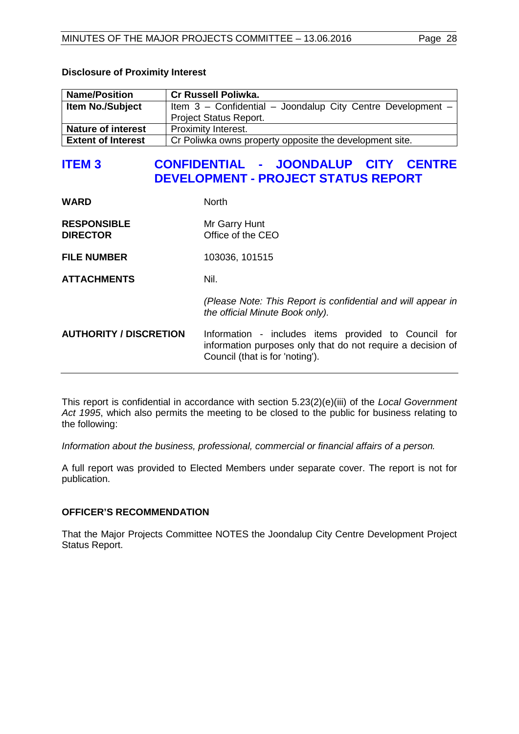**Disclosure of Proximity Interest**

| Name/Position | Cr Russell Poliwka. |
|---|---|
| Item No./Subject | Item 3 – Confidential – Joondalup City Centre Development – Project Status Report. |
| Nature of interest | Proximity Interest. |
| Extent of Interest | Cr Poliwka owns property opposite the development site. |

# ITEM 3 CONFIDENTIAL - JOONDALUP CITY CENTRE DEVELOPMENT - PROJECT STATUS REPORT

| | |
|---|---|
| **WARD** | North |
| **RESPONSIBLE DIRECTOR** | Mr Garry Hunt<br>Office of the CEO |
| **FILE NUMBER** | 103036, 101515 |
| **ATTACHMENTS** | Nil.<br><br>*(Please Note: This Report is confidential and will appear in the official Minute Book only).* |
| **AUTHORITY / DISCRETION** | Information - includes items provided to Council for information purposes only that do not require a decision of Council (that is for 'noting'). |

This report is confidential in accordance with section 5.23(2)(e)(iii) of the *Local Government Act 1995*, which also permits the meeting to be closed to the public for business relating to the following:

*Information about the business, professional, commercial or financial affairs of a person.*

A full report was provided to Elected Members under separate cover. The report is not for publication.

**OFFICER'S RECOMMENDATION**

That the Major Projects Committee NOTES the Joondalup City Centre Development Project Status Report.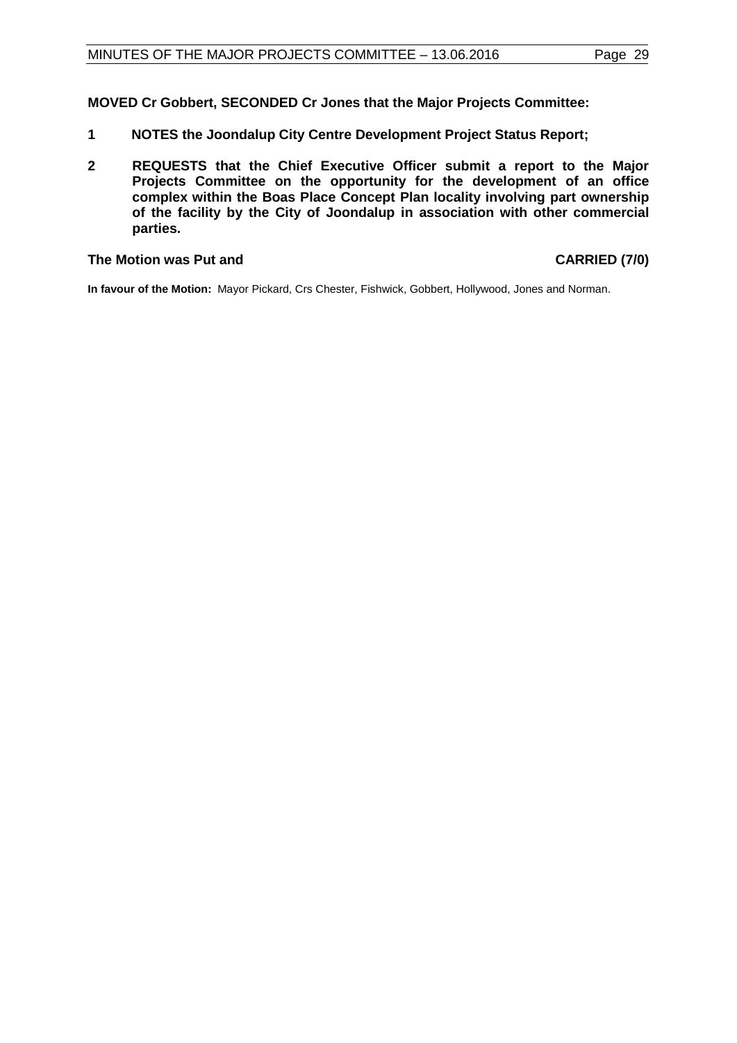**MOVED Cr Gobbert, SECONDED Cr Jones that the Major Projects Committee:**

1. **NOTES the Joondalup City Centre Development Project Status Report;**
2. **REQUESTS that the Chief Executive Officer submit a report to the Major Projects Committee on the opportunity for the development of an office complex within the Boas Place Concept Plan locality involving part ownership of the facility by the City of Joondalup in association with other commercial parties.**

**The Motion was Put and CARRIED (7/0)**

**In favour of the Motion:** Mayor Pickard, Crs Chester, Fishwick, Gobbert, Hollywood, Jones and Norman.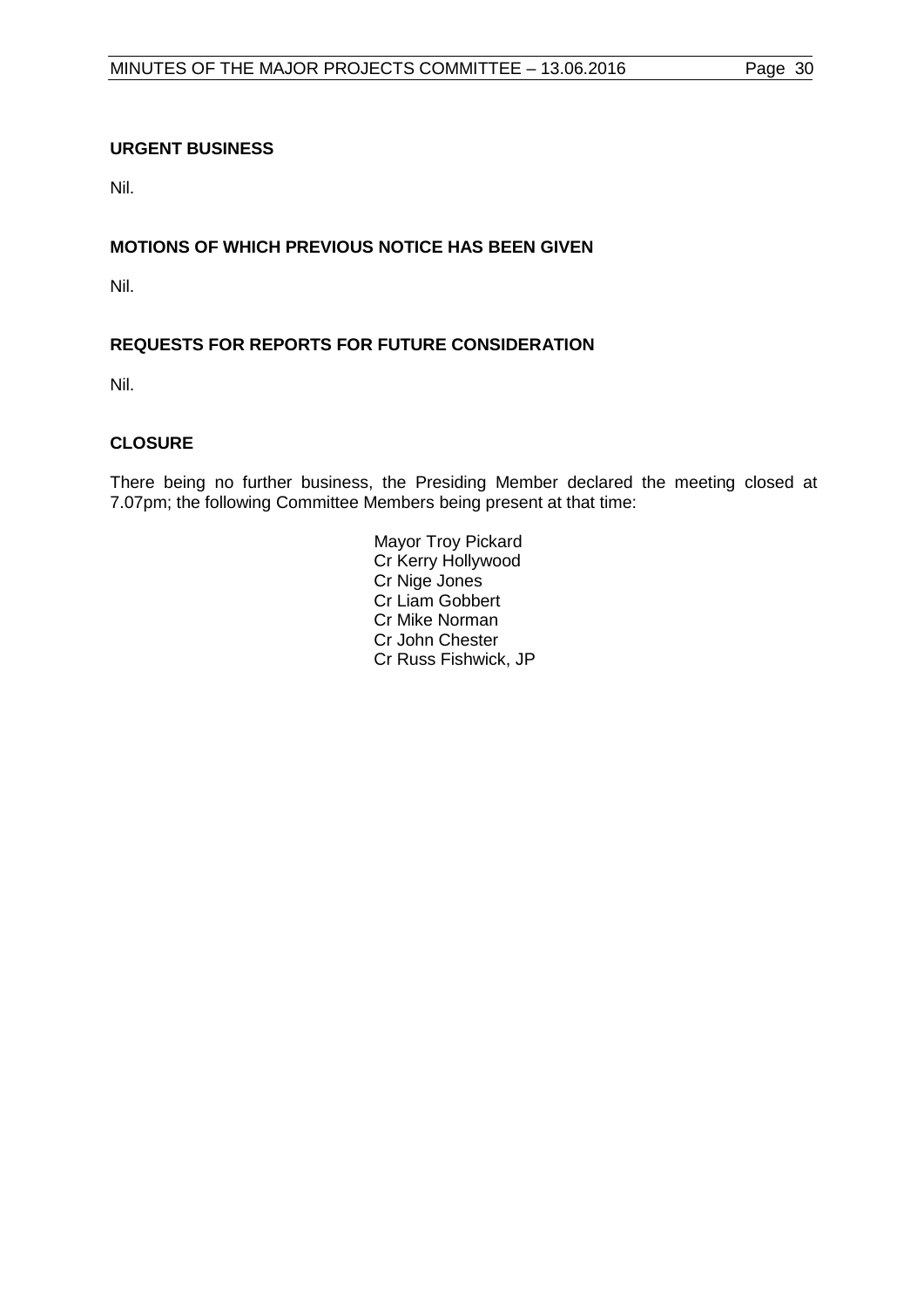**URGENT BUSINESS**

Nil.

**MOTIONS OF WHICH PREVIOUS NOTICE HAS BEEN GIVEN**

Nil.

**REQUESTS FOR REPORTS FOR FUTURE CONSIDERATION**

Nil.

**CLOSURE**

There being no further business, the Presiding Member declared the meeting closed at 7.07pm; the following Committee Members being present at that time:

Mayor Troy Pickard
Cr Kerry Hollywood
Cr Nige Jones
Cr Liam Gobbert
Cr Mike Norman
Cr John Chester
Cr Russ Fishwick, JP